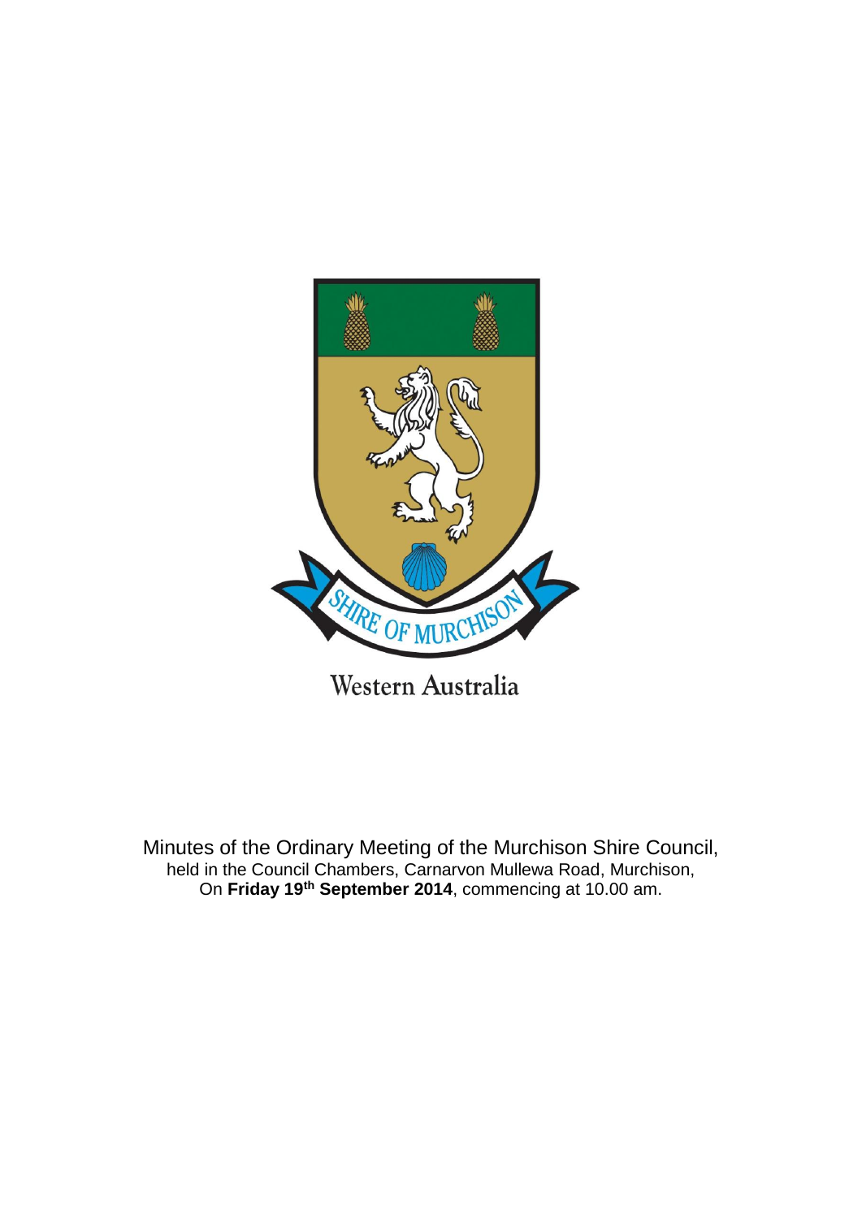SHIRE OF MURCHISON

Western Australia

Minutes of the Ordinary Meeting of the Murchison Shire Council,
held in the Council Chambers, Carnarvon Mullewa Road, Murchison,
On **Friday 19th September 2014**, commencing at 10.00 am.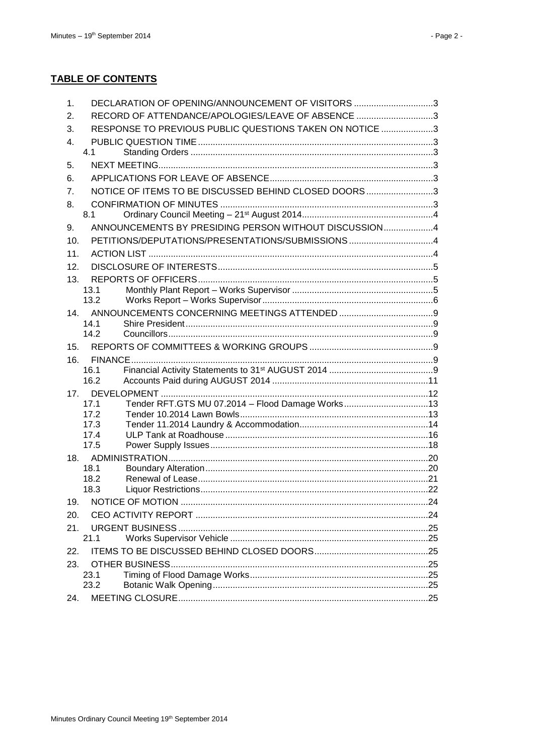## TABLE OF CONTENTS

1. DECLARATION OF OPENING/ANNOUNCEMENT OF VISITORS ................................3
2. RECORD OF ATTENDANCE/APOLOGIES/LEAVE OF ABSENCE ..............................3
3. RESPONSE TO PREVIOUS PUBLIC QUESTIONS TAKEN ON NOTICE .....................3
4. PUBLIC QUESTION TIME ..............................................................................................3
   - 4.1 Standing Orders ..................................................................................................3
5. NEXT MEETING..............................................................................................................3
6. APPLICATIONS FOR LEAVE OF ABSENCE..................................................................3
7. NOTICE OF ITEMS TO BE DISCUSSED BEHIND CLOSED DOORS ...........................3
8. CONFIRMATION OF MINUTES .....................................................................................3
   - 8.1 Ordinary Council Meeting – 21st August 2014.....................................................4
9. ANNOUNCEMENTS BY PRESIDING PERSON WITHOUT DISCUSSION....................4
10. PETITIONS/DEPUTATIONS/PRESENTATIONS/SUBMISSIONS ..................................4
11. ACTION LIST ..................................................................................................................4
12. DISCLOSURE OF INTERESTS......................................................................................5
13. REPORTS OF OFFICERS..............................................................................................5
    - 13.1 Monthly Plant Report – Works Supervisor .........................................................5
    - 13.2 Works Report – Works Supervisor .....................................................................6
14. ANNOUNCEMENTS CONCERNING MEETINGS ATTENDED ......................................9
    - 14.1 Shire President...................................................................................................9
    - 14.2 Councillors..........................................................................................................9
15. REPORTS OF COMMITTEES & WORKING GROUPS ..................................................9
16. FINANCE.........................................................................................................................9
    - 16.1 Financial Activity Statements to 31st AUGUST 2014 ..........................................9
    - 16.2 Accounts Paid during AUGUST 2014 ...............................................................11
17. DEVELOPMENT ...........................................................................................................12
    - 17.1 Tender RFT.GTS MU 07.2014 – Flood Damage Works..................................13
    - 17.2 Tender 10.2014 Lawn Bowls............................................................................13
    - 17.3 Tender 11.2014 Laundry & Accommodation....................................................14
    - 17.4 ULP Tank at Roadhouse ..................................................................................16
    - 17.5 Power Supply Issues........................................................................................18
18. ADMINISTRATION........................................................................................................20
    - 18.1 Boundary Alteration..........................................................................................20
    - 18.2 Renewal of Lease.............................................................................................21
    - 18.3 Liquor Restrictions............................................................................................22
19. NOTICE OF MOTION ...................................................................................................24
20. CEO ACTIVITY REPORT .............................................................................................24
21. URGENT BUSINESS ....................................................................................................25
    - 21.1 Works Supervisor Vehicle ................................................................................25
22. ITEMS TO BE DISCUSSED BEHIND CLOSED DOORS.............................................25
23. OTHER BUSINESS.......................................................................................................25
    - 23.1 Timing of Flood Damage Works........................................................................25
    - 23.2 Botanic Walk Opening......................................................................................25
24. MEETING CLOSURE....................................................................................................25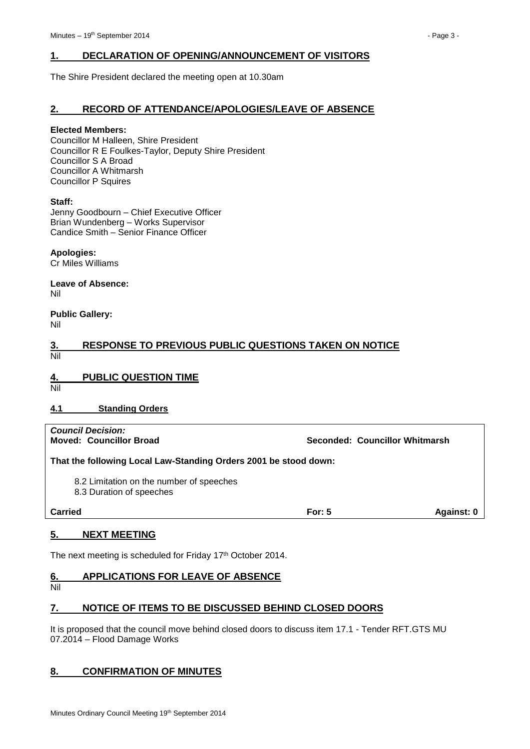## 1. DECLARATION OF OPENING/ANNOUNCEMENT OF VISITORS

The Shire President declared the meeting open at 10.30am

## 2. RECORD OF ATTENDANCE/APOLOGIES/LEAVE OF ABSENCE

**Elected Members:**
Councillor M Halleen, Shire President
Councillor R E Foulkes-Taylor, Deputy Shire President
Councillor S A Broad
Councillor A Whitmarsh
Councillor P Squires

**Staff:**
Jenny Goodbourn – Chief Executive Officer
Brian Wundenberg – Works Supervisor
Candice Smith – Senior Finance Officer

**Apologies:**
Cr Miles Williams

**Leave of Absence:**
Nil

**Public Gallery:**
Nil

## 3. RESPONSE TO PREVIOUS PUBLIC QUESTIONS TAKEN ON NOTICE

Nil

## 4. PUBLIC QUESTION TIME

Nil

### 4.1 Standing Orders

***Council Decision:***
**Moved: Councillor Broad** **Seconded: Councillor Whitmarsh**

**That the following Local Law-Standing Orders 2001 be stood down:**

8.2 Limitation on the number of speeches
8.3 Duration of speeches

**Carried** **For: 5** **Against: 0**

## 5. NEXT MEETING

The next meeting is scheduled for Friday 17th October 2014.

## 6. APPLICATIONS FOR LEAVE OF ABSENCE

Nil

## 7. NOTICE OF ITEMS TO BE DISCUSSED BEHIND CLOSED DOORS

It is proposed that the council move behind closed doors to discuss item 17.1 - Tender RFT.GTS MU 07.2014 – Flood Damage Works

## 8. CONFIRMATION OF MINUTES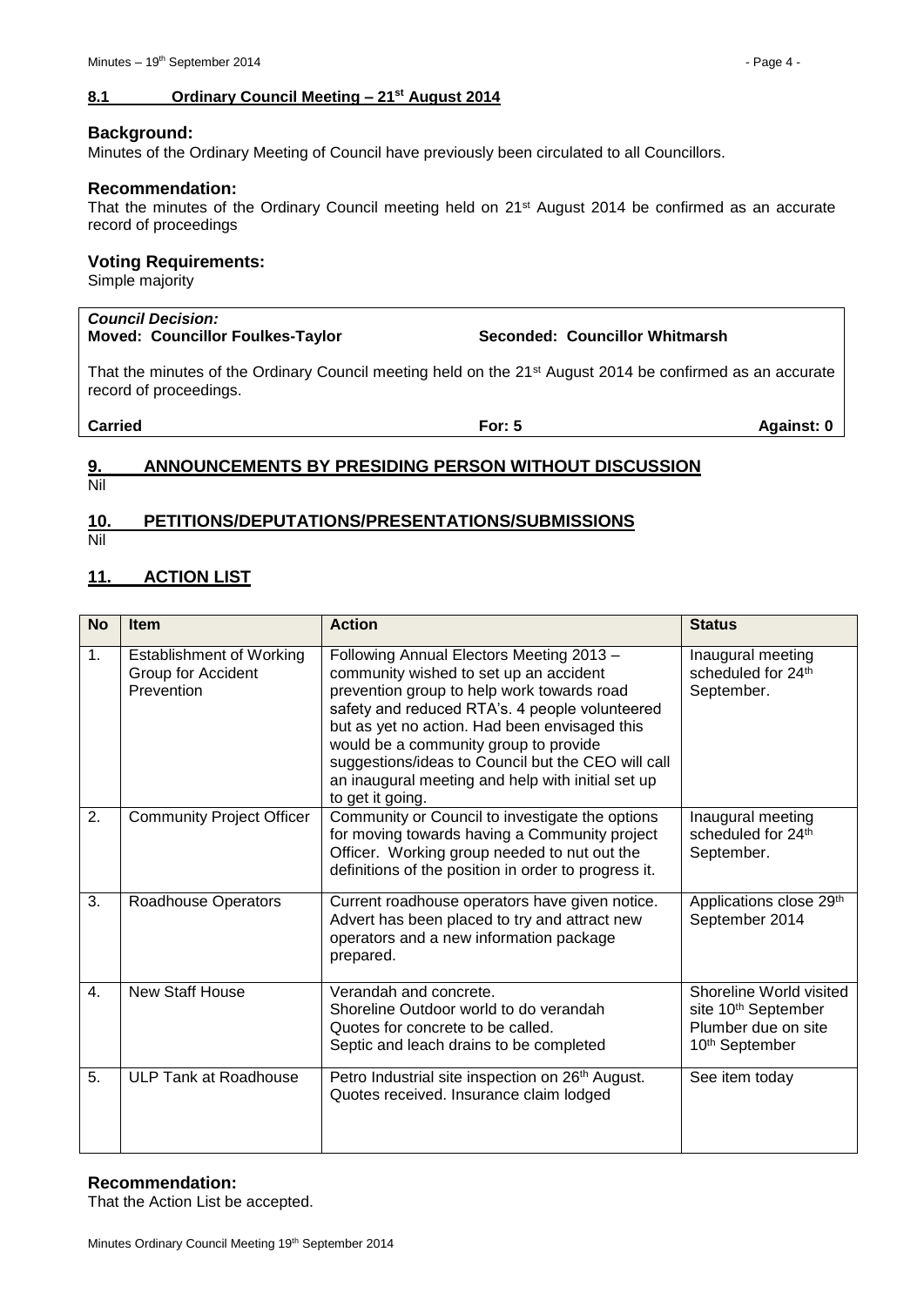### 8.1 Ordinary Council Meeting – 21st August 2014

**Background:**
Minutes of the Ordinary Meeting of Council have previously been circulated to all Councillors.

**Recommendation:**
That the minutes of the Ordinary Council meeting held on 21st August 2014 be confirmed as an accurate record of proceedings

**Voting Requirements:**
Simple majority

***Council Decision:***
**Moved: Councillor Foulkes-Taylor** **Seconded: Councillor Whitmarsh**

That the minutes of the Ordinary Council meeting held on the 21st August 2014 be confirmed as an accurate record of proceedings.

**Carried** **For: 5** **Against: 0**

## 9. ANNOUNCEMENTS BY PRESIDING PERSON WITHOUT DISCUSSION

Nil

## 10. PETITIONS/DEPUTATIONS/PRESENTATIONS/SUBMISSIONS

Nil

## 11. ACTION LIST

| No | Item | Action | Status |
|---|---|---|---|
| 1. | Establishment of Working Group for Accident Prevention | Following Annual Electors Meeting 2013 – community wished to set up an accident prevention group to help work towards road safety and reduced RTA's. 4 people volunteered but as yet no action. Had been envisaged this would be a community group to provide suggestions/ideas to Council but the CEO will call an inaugural meeting and help with initial set up to get it going. | Inaugural meeting scheduled for 24th September. |
| 2. | Community Project Officer | Community or Council to investigate the options for moving towards having a Community project Officer. Working group needed to nut out the definitions of the position in order to progress it. | Inaugural meeting scheduled for 24th September. |
| 3. | Roadhouse Operators | Current roadhouse operators have given notice. Advert has been placed to try and attract new operators and a new information package prepared. | Applications close 29th September 2014 |
| 4. | New Staff House | Verandah and concrete. Shoreline Outdoor world to do verandah Quotes for concrete to be called. Septic and leach drains to be completed | Shoreline World visited site 10th September Plumber due on site 10th September |
| 5. | ULP Tank at Roadhouse | Petro Industrial site inspection on 26th August. Quotes received. Insurance claim lodged | See item today |

**Recommendation:**
That the Action List be accepted.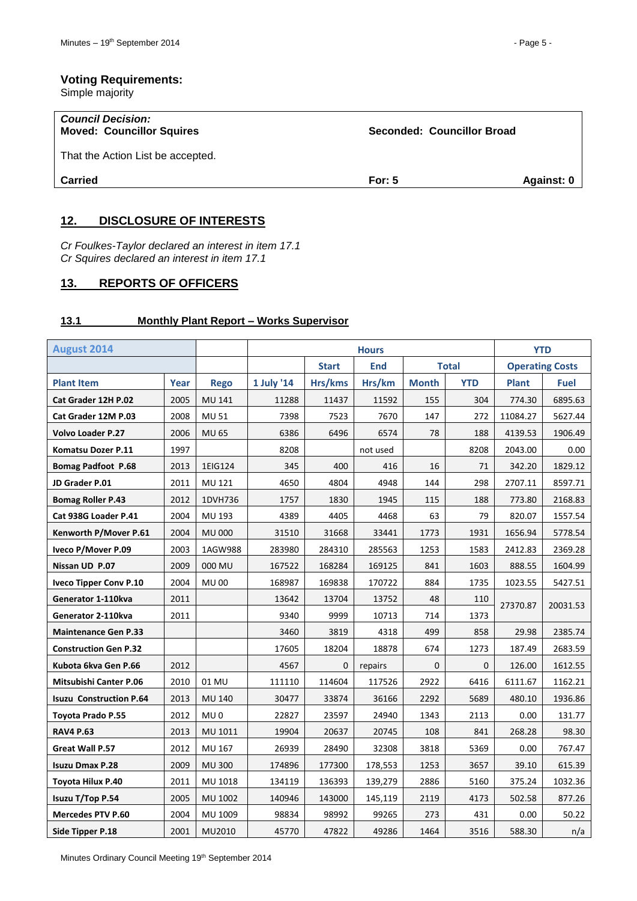**Voting Requirements:**
Simple majority

| | | |
|---|---|---|
| ***Council Decision:*** **Moved: Councillor Squires** | **Seconded: Councillor Broad** | |
| That the Action List be accepted. | | |
| **Carried** | **For: 5** | **Against: 0** |

## 12. DISCLOSURE OF INTERESTS

*Cr Foulkes-Taylor declared an interest in item 17.1*
*Cr Squires declared an interest in item 17.1*

## 13. REPORTS OF OFFICERS

### 13.1 Monthly Plant Report – Works Supervisor

| August 2014 | | | Hours | | | | | YTD | |
|---|---|---|---|---|---|---|---|---|---|
| | | | | Start | End | Total | | Operating Costs | |
| **Plant Item** | **Year** | **Rego** | **1 July '14** | **Hrs/kms** | **Hrs/km** | **Month** | **YTD** | **Plant** | **Fuel** |
| **Cat Grader 12H P.02** | 2005 | MU 141 | 11288 | 11437 | 11592 | 155 | 304 | 774.30 | 6895.63 |
| **Cat Grader 12M P.03** | 2008 | MU 51 | 7398 | 7523 | 7670 | 147 | 272 | 11084.27 | 5627.44 |
| **Volvo Loader P.27** | 2006 | MU 65 | 6386 | 6496 | 6574 | 78 | 188 | 4139.53 | 1906.49 |
| **Komatsu Dozer P.11** | 1997 | | 8208 | | not used | | 8208 | 2043.00 | 0.00 |
| **Bomag Padfoot P.68** | 2013 | 1EIG124 | 345 | 400 | 416 | 16 | 71 | 342.20 | 1829.12 |
| **JD Grader P.01** | 2011 | MU 121 | 4650 | 4804 | 4948 | 144 | 298 | 2707.11 | 8597.71 |
| **Bomag Roller P.43** | 2012 | 1DVH736 | 1757 | 1830 | 1945 | 115 | 188 | 773.80 | 2168.83 |
| **Cat 938G Loader P.41** | 2004 | MU 193 | 4389 | 4405 | 4468 | 63 | 79 | 820.07 | 1557.54 |
| **Kenworth P/Mover P.61** | 2004 | MU 000 | 31510 | 31668 | 33441 | 1773 | 1931 | 1656.94 | 5778.54 |
| **Iveco P/Mover P.09** | 2003 | 1AGW988 | 283980 | 284310 | 285563 | 1253 | 1583 | 2412.83 | 2369.28 |
| **Nissan UD P.07** | 2009 | 000 MU | 167522 | 168284 | 169125 | 841 | 1603 | 888.55 | 1604.99 |
| **Iveco Tipper Conv P.10** | 2004 | MU 00 | 168987 | 169838 | 170722 | 884 | 1735 | 1023.55 | 5427.51 |
| **Generator 1-110kva** | 2011 | | 13642 | 13704 | 13752 | 48 | 110 | 27370.87 | 20031.53 |
| **Generator 2-110kva** | 2011 | | 9340 | 9999 | 10713 | 714 | 1373 | | |
| **Maintenance Gen P.33** | | | 3460 | 3819 | 4318 | 499 | 858 | 29.98 | 2385.74 |
| **Construction Gen P.32** | | | 17605 | 18204 | 18878 | 674 | 1273 | 187.49 | 2683.59 |
| **Kubota 6kva Gen P.66** | 2012 | | 4567 | 0 | repairs | 0 | 0 | 126.00 | 1612.55 |
| **Mitsubishi Canter P.06** | 2010 | 01 MU | 111110 | 114604 | 117526 | 2922 | 6416 | 6111.67 | 1162.21 |
| **Isuzu Construction P.64** | 2013 | MU 140 | 30477 | 33874 | 36166 | 2292 | 5689 | 480.10 | 1936.86 |
| **Toyota Prado P.55** | 2012 | MU 0 | 22827 | 23597 | 24940 | 1343 | 2113 | 0.00 | 131.77 |
| **RAV4 P.63** | 2013 | MU 1011 | 19904 | 20637 | 20745 | 108 | 841 | 268.28 | 98.30 |
| **Great Wall P.57** | 2012 | MU 167 | 26939 | 28490 | 32308 | 3818 | 5369 | 0.00 | 767.47 |
| **Isuzu Dmax P.28** | 2009 | MU 300 | 174896 | 177300 | 178,553 | 1253 | 3657 | 39.10 | 615.39 |
| **Toyota Hilux P.40** | 2011 | MU 1018 | 134119 | 136393 | 139,279 | 2886 | 5160 | 375.24 | 1032.36 |
| **Isuzu T/Top P.54** | 2005 | MU 1002 | 140946 | 143000 | 145,119 | 2119 | 4173 | 502.58 | 877.26 |
| **Mercedes PTV P.60** | 2004 | MU 1009 | 98834 | 98992 | 99265 | 273 | 431 | 0.00 | 50.22 |
| **Side Tipper P.18** | 2001 | MU2010 | 45770 | 47822 | 49286 | 1464 | 3516 | 588.30 | n/a |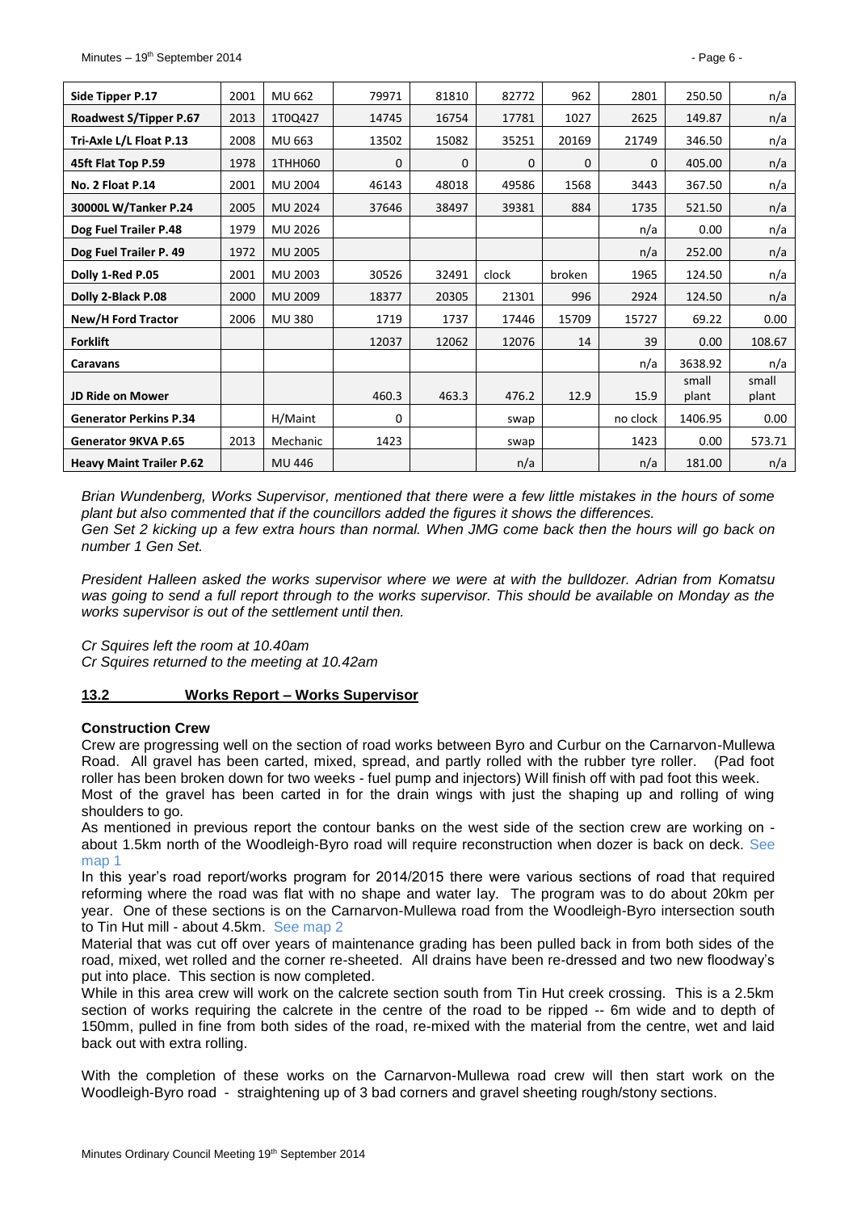| | | | | | | | | | |
|---|---|---|---|---|---|---|---|---|---|
| **Side Tipper P.17** | 2001 | MU 662 | 79971 | 81810 | 82772 | 962 | 2801 | 250.50 | n/a |
| **Roadwest S/Tipper P.67** | 2013 | 1TOQ427 | 14745 | 16754 | 17781 | 1027 | 2625 | 149.87 | n/a |
| **Tri-Axle L/L Float P.13** | 2008 | MU 663 | 13502 | 15082 | 35251 | 20169 | 21749 | 346.50 | n/a |
| **45ft Flat Top P.59** | 1978 | 1THH060 | 0 | 0 | 0 | 0 | 0 | 405.00 | n/a |
| **No. 2 Float P.14** | 2001 | MU 2004 | 46143 | 48018 | 49586 | 1568 | 3443 | 367.50 | n/a |
| **30000L W/Tanker P.24** | 2005 | MU 2024 | 37646 | 38497 | 39381 | 884 | 1735 | 521.50 | n/a |
| **Dog Fuel Trailer P.48** | 1979 | MU 2026 | | | | | n/a | 0.00 | n/a |
| **Dog Fuel Trailer P. 49** | 1972 | MU 2005 | | | | | n/a | 252.00 | n/a |
| **Dolly 1-Red P.05** | 2001 | MU 2003 | 30526 | 32491 | clock | broken | 1965 | 124.50 | n/a |
| **Dolly 2-Black P.08** | 2000 | MU 2009 | 18377 | 20305 | 21301 | 996 | 2924 | 124.50 | n/a |
| **New/H Ford Tractor** | 2006 | MU 380 | 1719 | 1737 | 17446 | 15709 | 15727 | 69.22 | 0.00 |
| **Forklift** | | | 12037 | 12062 | 12076 | 14 | 39 | 0.00 | 108.67 |
| **Caravans** | | | | | | | n/a | 3638.92 | n/a |
| **JD Ride on Mower** | | | 460.3 | 463.3 | 476.2 | 12.9 | 15.9 | small plant | small plant |
| **Generator Perkins P.34** | | H/Maint | 0 | | swap | | no clock | 1406.95 | 0.00 |
| **Generator 9KVA P.65** | 2013 | Mechanic | 1423 | | swap | | 1423 | 0.00 | 573.71 |
| **Heavy Maint Trailer P.62** | | MU 446 | | | n/a | | n/a | 181.00 | n/a |

*Brian Wundenberg, Works Supervisor, mentioned that there were a few little mistakes in the hours of some plant but also commented that if the councillors added the figures it shows the differences.*
*Gen Set 2 kicking up a few extra hours than normal. When JMG come back then the hours will go back on number 1 Gen Set.*

*President Halleen asked the works supervisor where we were at with the bulldozer. Adrian from Komatsu was going to send a full report through to the works supervisor. This should be available on Monday as the works supervisor is out of the settlement until then.*

*Cr Squires left the room at 10.40am*
*Cr Squires returned to the meeting at 10.42am*

## **13.2 Works Report – Works Supervisor**

**Construction Crew**

Crew are progressing well on the section of road works between Byro and Curbur on the Carnarvon-Mullewa Road. All gravel has been carted, mixed, spread, and partly rolled with the rubber tyre roller. (Pad foot roller has been broken down for two weeks - fuel pump and injectors) Will finish off with pad foot this week.
Most of the gravel has been carted in for the drain wings with just the shaping up and rolling of wing shoulders to go.
As mentioned in previous report the contour banks on the west side of the section crew are working on - about 1.5km north of the Woodleigh-Byro road will require reconstruction when dozer is back on deck. See map 1
In this year's road report/works program for 2014/2015 there were various sections of road that required reforming where the road was flat with no shape and water lay. The program was to do about 20km per year. One of these sections is on the Carnarvon-Mullewa road from the Woodleigh-Byro intersection south to Tin Hut mill - about 4.5km. See map 2
Material that was cut off over years of maintenance grading has been pulled back in from both sides of the road, mixed, wet rolled and the corner re-sheeted. All drains have been re-dressed and two new floodway's put into place. This section is now completed.
While in this area crew will work on the calcrete section south from Tin Hut creek crossing. This is a 2.5km section of works requiring the calcrete in the centre of the road to be ripped -- 6m wide and to depth of 150mm, pulled in fine from both sides of the road, re-mixed with the material from the centre, wet and laid back out with extra rolling.

With the completion of these works on the Carnarvon-Mullewa road crew will then start work on the Woodleigh-Byro road - straightening up of 3 bad corners and gravel sheeting rough/stony sections.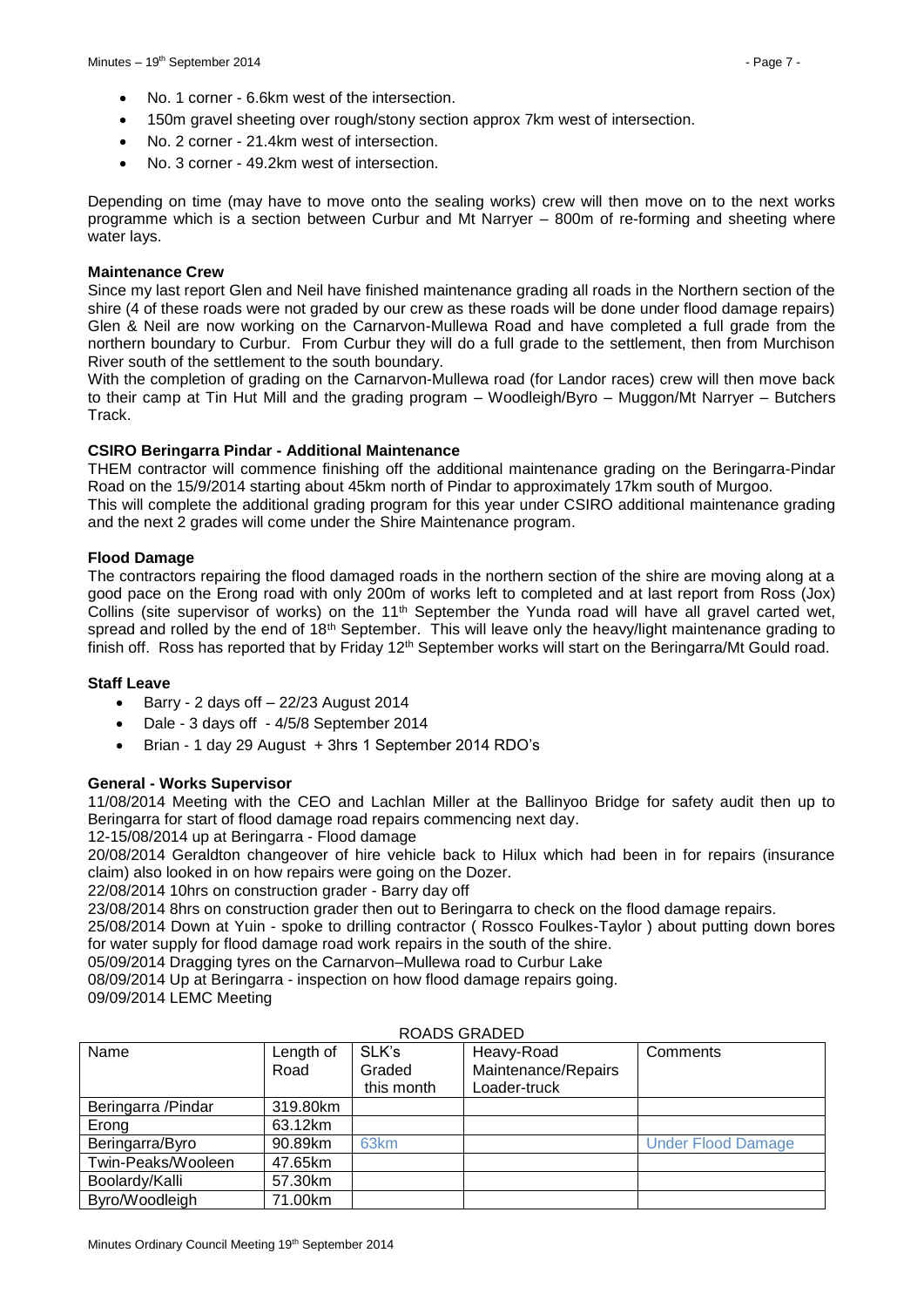- No. 1 corner - 6.6km west of the intersection.
- 150m gravel sheeting over rough/stony section approx 7km west of intersection.
- No. 2 corner - 21.4km west of intersection.
- No. 3 corner - 49.2km west of intersection.

Depending on time (may have to move onto the sealing works) crew will then move on to the next works programme which is a section between Curbur and Mt Narryer – 800m of re-forming and sheeting where water lays.

**Maintenance Crew**

Since my last report Glen and Neil have finished maintenance grading all roads in the Northern section of the shire (4 of these roads were not graded by our crew as these roads will be done under flood damage repairs) Glen & Neil are now working on the Carnarvon-Mullewa Road and have completed a full grade from the northern boundary to Curbur. From Curbur they will do a full grade to the settlement, then from Murchison River south of the settlement to the south boundary.

With the completion of grading on the Carnarvon-Mullewa road (for Landor races) crew will then move back to their camp at Tin Hut Mill and the grading program – Woodleigh/Byro – Muggon/Mt Narryer – Butchers Track.

**CSIRO Beringarra Pindar - Additional Maintenance**

THEM contractor will commence finishing off the additional maintenance grading on the Beringarra-Pindar Road on the 15/9/2014 starting about 45km north of Pindar to approximately 17km south of Murgoo.

This will complete the additional grading program for this year under CSIRO additional maintenance grading and the next 2 grades will come under the Shire Maintenance program.

**Flood Damage**

The contractors repairing the flood damaged roads in the northern section of the shire are moving along at a good pace on the Erong road with only 200m of works left to completed and at last report from Ross (Jox) Collins (site supervisor of works) on the 11th September the Yunda road will have all gravel carted wet, spread and rolled by the end of 18th September. This will leave only the heavy/light maintenance grading to finish off. Ross has reported that by Friday 12th September works will start on the Beringarra/Mt Gould road.

**Staff Leave**

- Barry - 2 days off – 22/23 August 2014
- Dale - 3 days off - 4/5/8 September 2014
- Brian - 1 day 29 August + 3hrs 1 September 2014 RDO's

**General - Works Supervisor**

11/08/2014 Meeting with the CEO and Lachlan Miller at the Ballinyoo Bridge for safety audit then up to Beringarra for start of flood damage road repairs commencing next day.

12-15/08/2014 up at Beringarra - Flood damage

20/08/2014 Geraldton changeover of hire vehicle back to Hilux which had been in for repairs (insurance claim) also looked in on how repairs were going on the Dozer.

22/08/2014 10hrs on construction grader - Barry day off

23/08/2014 8hrs on construction grader then out to Beringarra to check on the flood damage repairs.

25/08/2014 Down at Yuin - spoke to drilling contractor ( Rossco Foulkes-Taylor ) about putting down bores for water supply for flood damage road work repairs in the south of the shire.

05/09/2014 Dragging tyres on the Carnarvon–Mullewa road to Curbur Lake

08/09/2014 Up at Beringarra - inspection on how flood damage repairs going.

09/09/2014 LEMC Meeting

ROADS GRADED

| Name | Length of Road | SLK's Graded this month | Heavy-Road Maintenance/Repairs Loader-truck | Comments |
|---|---|---|---|---|
| Beringarra /Pindar | 319.80km | | | |
| Erong | 63.12km | | | |
| Beringarra/Byro | 90.89km | 63km | | Under Flood Damage |
| Twin-Peaks/Wooleen | 47.65km | | | |
| Boolardy/Kalli | 57.30km | | | |
| Byro/Woodleigh | 71.00km | | | |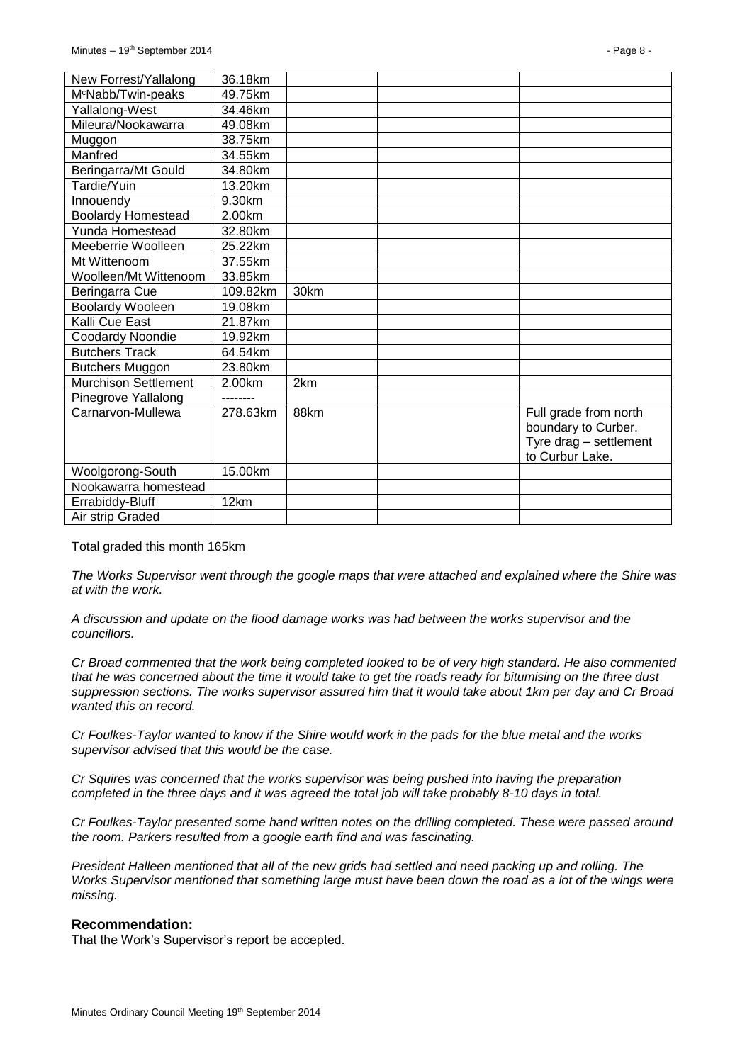| | | | | |
|---|---|---|---|---|
| New Forrest/Yallalong | 36.18km | | | |
| McNabb/Twin-peaks | 49.75km | | | |
| Yallalong-West | 34.46km | | | |
| Mileura/Nookawarra | 49.08km | | | |
| Muggon | 38.75km | | | |
| Manfred | 34.55km | | | |
| Beringarra/Mt Gould | 34.80km | | | |
| Tardie/Yuin | 13.20km | | | |
| Innouendy | 9.30km | | | |
| Boolardy Homestead | 2.00km | | | |
| Yunda Homestead | 32.80km | | | |
| Meeberrie Woolleen | 25.22km | | | |
| Mt Wittenoom | 37.55km | | | |
| Woolleen/Mt Wittenoom | 33.85km | | | |
| Beringarra Cue | 109.82km | 30km | | |
| Boolardy Wooleen | 19.08km | | | |
| Kalli Cue East | 21.87km | | | |
| Coodardy Noondie | 19.92km | | | |
| Butchers Track | 64.54km | | | |
| Butchers Muggon | 23.80km | | | |
| Murchison Settlement | 2.00km | 2km | | |
| Pinegrove Yallalong | -------- | | | |
| Carnarvon-Mullewa | 278.63km | 88km | | Full grade from north boundary to Curber. Tyre drag – settlement to Curbur Lake. |
| Woolgorong-South | 15.00km | | | |
| Nookawarra homestead | | | | |
| Errabiddy-Bluff | 12km | | | |
| Air strip Graded | | | | |

Total graded this month 165km

*The Works Supervisor went through the google maps that were attached and explained where the Shire was at with the work.*

*A discussion and update on the flood damage works was had between the works supervisor and the councillors.*

*Cr Broad commented that the work being completed looked to be of very high standard. He also commented that he was concerned about the time it would take to get the roads ready for bitumising on the three dust suppression sections. The works supervisor assured him that it would take about 1km per day and Cr Broad wanted this on record.*

*Cr Foulkes-Taylor wanted to know if the Shire would work in the pads for the blue metal and the works supervisor advised that this would be the case.*

*Cr Squires was concerned that the works supervisor was being pushed into having the preparation completed in the three days and it was agreed the total job will take probably 8-10 days in total.*

*Cr Foulkes-Taylor presented some hand written notes on the drilling completed. These were passed around the room. Parkers resulted from a google earth find and was fascinating.*

*President Halleen mentioned that all of the new grids had settled and need packing up and rolling. The Works Supervisor mentioned that something large must have been down the road as a lot of the wings were missing.*

### Recommendation:

That the Work's Supervisor's report be accepted.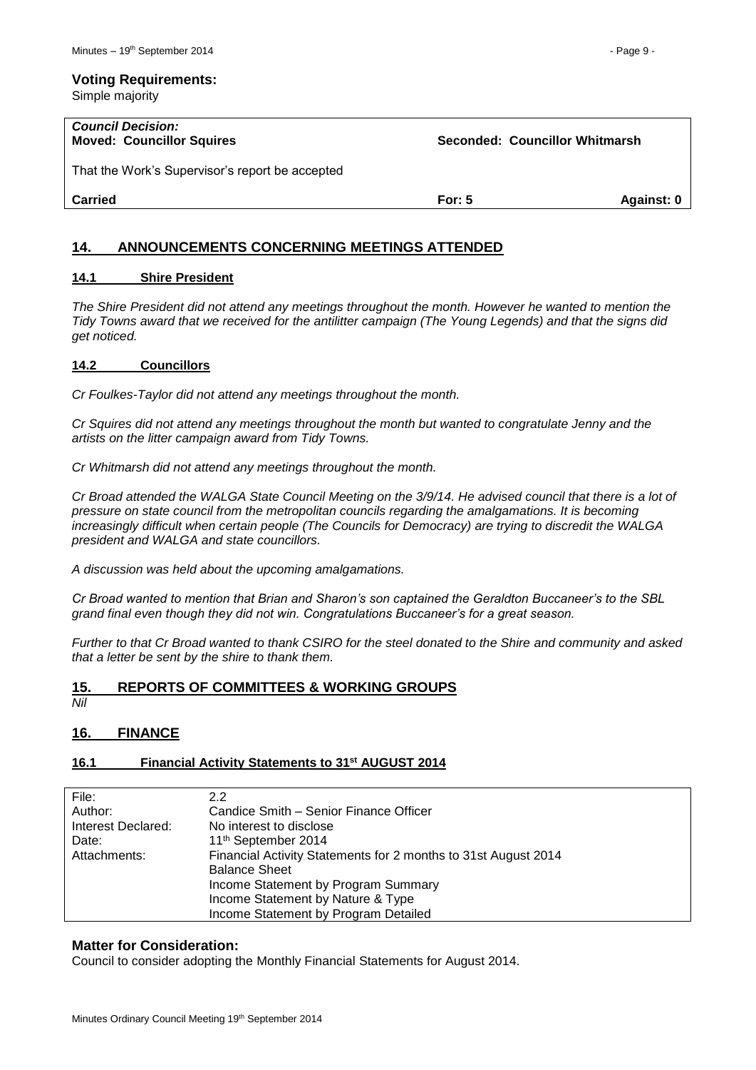**Voting Requirements:**

Simple majority

| | | |
|---|---|---|
| ***Council Decision:*** **Moved: Councillor Squires** | **Seconded: Councillor Whitmarsh** | |
| That the Work's Supervisor's report be accepted | | |
| **Carried** | **For: 5** | **Against: 0** |

## 14. ANNOUNCEMENTS CONCERNING MEETINGS ATTENDED

### 14.1 Shire President

*The Shire President did not attend any meetings throughout the month. However he wanted to mention the Tidy Towns award that we received for the antilitter campaign (The Young Legends) and that the signs did get noticed.*

### 14.2 Councillors

*Cr Foulkes-Taylor did not attend any meetings throughout the month.*

*Cr Squires did not attend any meetings throughout the month but wanted to congratulate Jenny and the artists on the litter campaign award from Tidy Towns.*

*Cr Whitmarsh did not attend any meetings throughout the month.*

*Cr Broad attended the WALGA State Council Meeting on the 3/9/14. He advised council that there is a lot of pressure on state council from the metropolitan councils regarding the amalgamations. It is becoming increasingly difficult when certain people (The Councils for Democracy) are trying to discredit the WALGA president and WALGA and state councillors.*

*A discussion was held about the upcoming amalgamations.*

*Cr Broad wanted to mention that Brian and Sharon's son captained the Geraldton Buccaneer's to the SBL grand final even though they did not win. Congratulations Buccaneer's for a great season.*

*Further to that Cr Broad wanted to thank CSIRO for the steel donated to the Shire and community and asked that a letter be sent by the shire to thank them.*

## 15. REPORTS OF COMMITTEES & WORKING GROUPS

*Nil*

## 16. FINANCE

### 16.1 Financial Activity Statements to 31st AUGUST 2014

| | |
|---|---|
| File: | 2.2 |
| Author: | Candice Smith – Senior Finance Officer |
| Interest Declared: | No interest to disclose |
| Date: | 11th September 2014 |
| Attachments: | Financial Activity Statements for 2 months to 31st August 2014<br>Balance Sheet<br>Income Statement by Program Summary<br>Income Statement by Nature & Type<br>Income Statement by Program Detailed |

**Matter for Consideration:**

Council to consider adopting the Monthly Financial Statements for August 2014.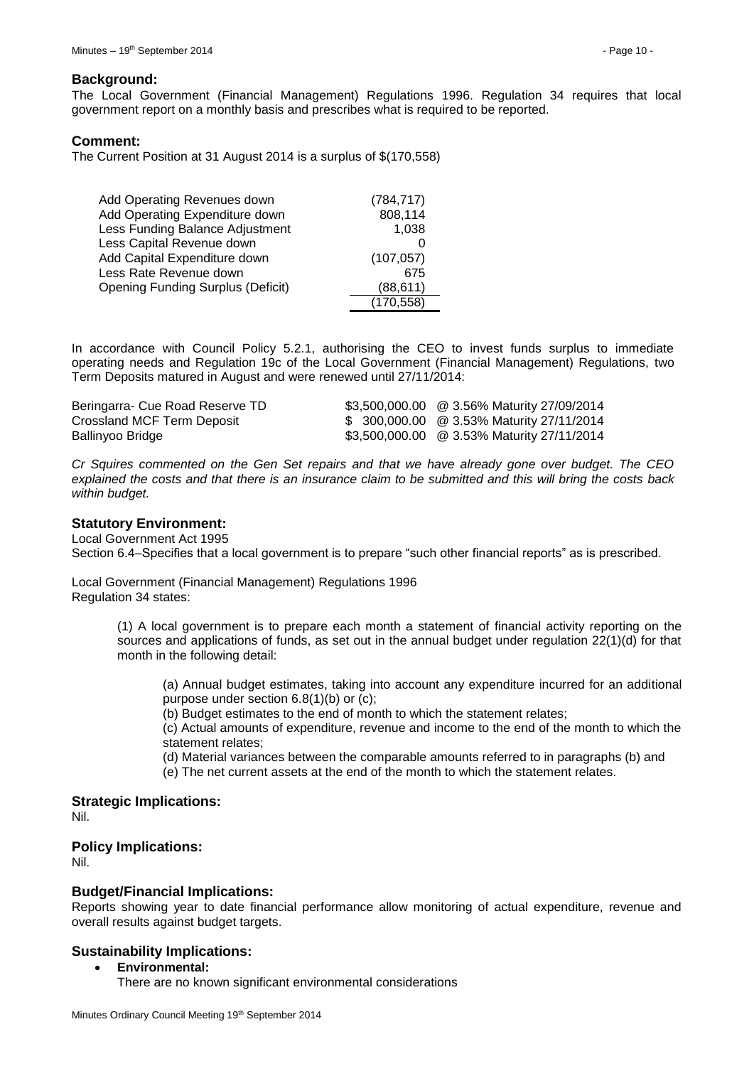## Background:

The Local Government (Financial Management) Regulations 1996. Regulation 34 requires that local government report on a monthly basis and prescribes what is required to be reported.

## Comment:

The Current Position at 31 August 2014 is a surplus of $(170,558)

| | |
|---|---|
| Add Operating Revenues down | (784,717) |
| Add Operating Expenditure down | 808,114 |
| Less Funding Balance Adjustment | 1,038 |
| Less Capital Revenue down | 0 |
| Add Capital Expenditure down | (107,057) |
| Less Rate Revenue down | 675 |
| Opening Funding Surplus (Deficit) | (88,611) |
| | (170,558) |

In accordance with Council Policy 5.2.1, authorising the CEO to invest funds surplus to immediate operating needs and Regulation 19c of the Local Government (Financial Management) Regulations, two Term Deposits matured in August and were renewed until 27/11/2014:

| | | |
|---|---|---|
| Beringarra- Cue Road Reserve TD | $3,500,000.00 | @ 3.56% Maturity 27/09/2014 |
| Crossland MCF Term Deposit | $ 300,000.00 | @ 3.53% Maturity 27/11/2014 |
| Ballinyoo Bridge | $3,500,000.00 | @ 3.53% Maturity 27/11/2014 |

*Cr Squires commented on the Gen Set repairs and that we have already gone over budget. The CEO explained the costs and that there is an insurance claim to be submitted and this will bring the costs back within budget.*

## Statutory Environment:

Local Government Act 1995

Section 6.4–Specifies that a local government is to prepare "such other financial reports" as is prescribed.

Local Government (Financial Management) Regulations 1996

Regulation 34 states:

> (1) A local government is to prepare each month a statement of financial activity reporting on the sources and applications of funds, as set out in the annual budget under regulation 22(1)(d) for that month in the following detail:
>
> > (a) Annual budget estimates, taking into account any expenditure incurred for an additional purpose under section 6.8(1)(b) or (c);
> >
> > (b) Budget estimates to the end of month to which the statement relates;
> >
> > (c) Actual amounts of expenditure, revenue and income to the end of the month to which the statement relates;
> >
> > (d) Material variances between the comparable amounts referred to in paragraphs (b) and
> >
> > (e) The net current assets at the end of the month to which the statement relates.

## Strategic Implications:

Nil.

## Policy Implications:

Nil.

## Budget/Financial Implications:

Reports showing year to date financial performance allow monitoring of actual expenditure, revenue and overall results against budget targets.

## Sustainability Implications:

- **Environmental:**
  There are no known significant environmental considerations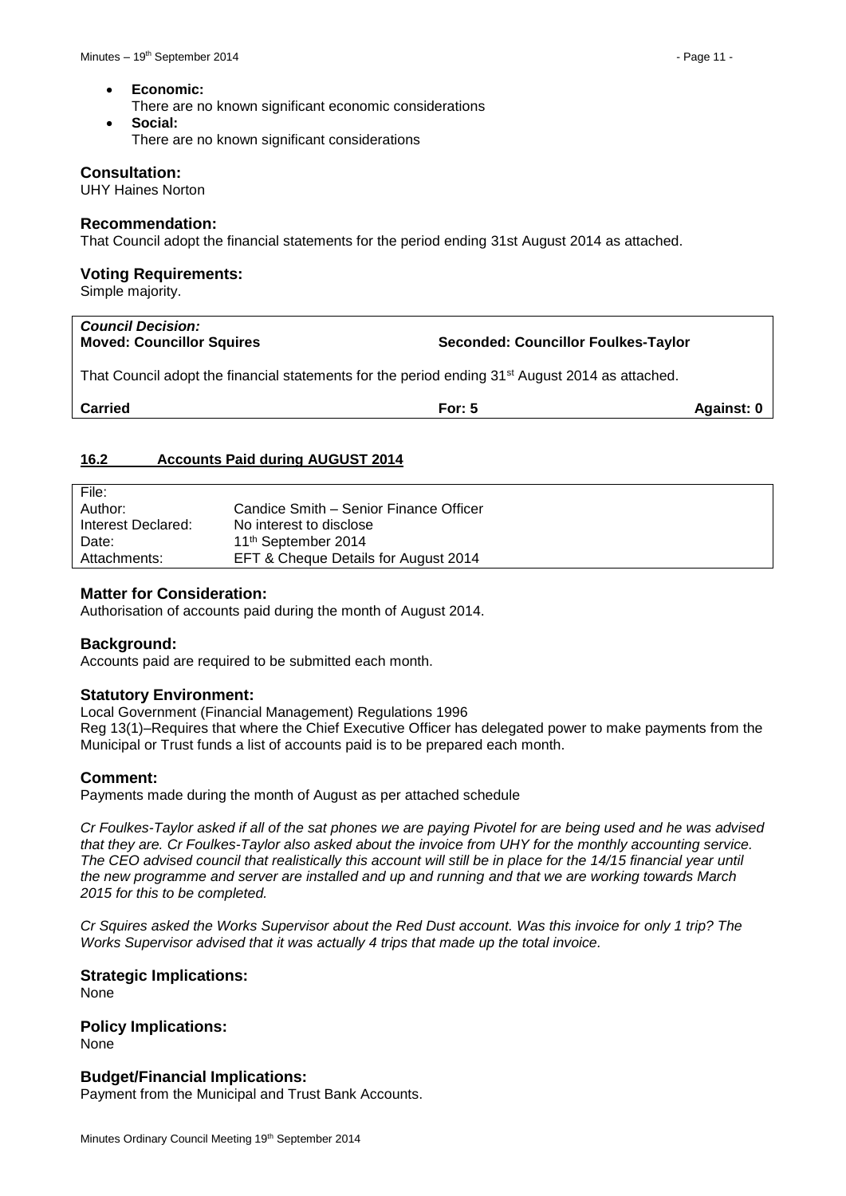- **Economic:**
  There are no known significant economic considerations
- **Social:**
  There are no known significant considerations

### Consultation:

UHY Haines Norton

### Recommendation:

That Council adopt the financial statements for the period ending 31st August 2014 as attached.

### Voting Requirements:

Simple majority.

| | | |
|---|---|---|
| ***Council Decision:*** **Moved: Councillor Squires** | **Seconded: Councillor Foulkes-Taylor** | |
| That Council adopt the financial statements for the period ending 31st August 2014 as attached. | | |
| **Carried** | **For: 5** | **Against: 0** |

## 16.2 Accounts Paid during AUGUST 2014

| | |
|---|---|
| File: | |
| Author: | Candice Smith – Senior Finance Officer |
| Interest Declared: | No interest to disclose |
| Date: | 11th September 2014 |
| Attachments: | EFT & Cheque Details for August 2014 |

### Matter for Consideration:

Authorisation of accounts paid during the month of August 2014.

### Background:

Accounts paid are required to be submitted each month.

### Statutory Environment:

Local Government (Financial Management) Regulations 1996
Reg 13(1)–Requires that where the Chief Executive Officer has delegated power to make payments from the Municipal or Trust funds a list of accounts paid is to be prepared each month.

### Comment:

Payments made during the month of August as per attached schedule

*Cr Foulkes-Taylor asked if all of the sat phones we are paying Pivotel for are being used and he was advised that they are. Cr Foulkes-Taylor also asked about the invoice from UHY for the monthly accounting service. The CEO advised council that realistically this account will still be in place for the 14/15 financial year until the new programme and server are installed and up and running and that we are working towards March 2015 for this to be completed.*

*Cr Squires asked the Works Supervisor about the Red Dust account. Was this invoice for only 1 trip? The Works Supervisor advised that it was actually 4 trips that made up the total invoice.*

### Strategic Implications:

None

### Policy Implications:

None

### Budget/Financial Implications:

Payment from the Municipal and Trust Bank Accounts.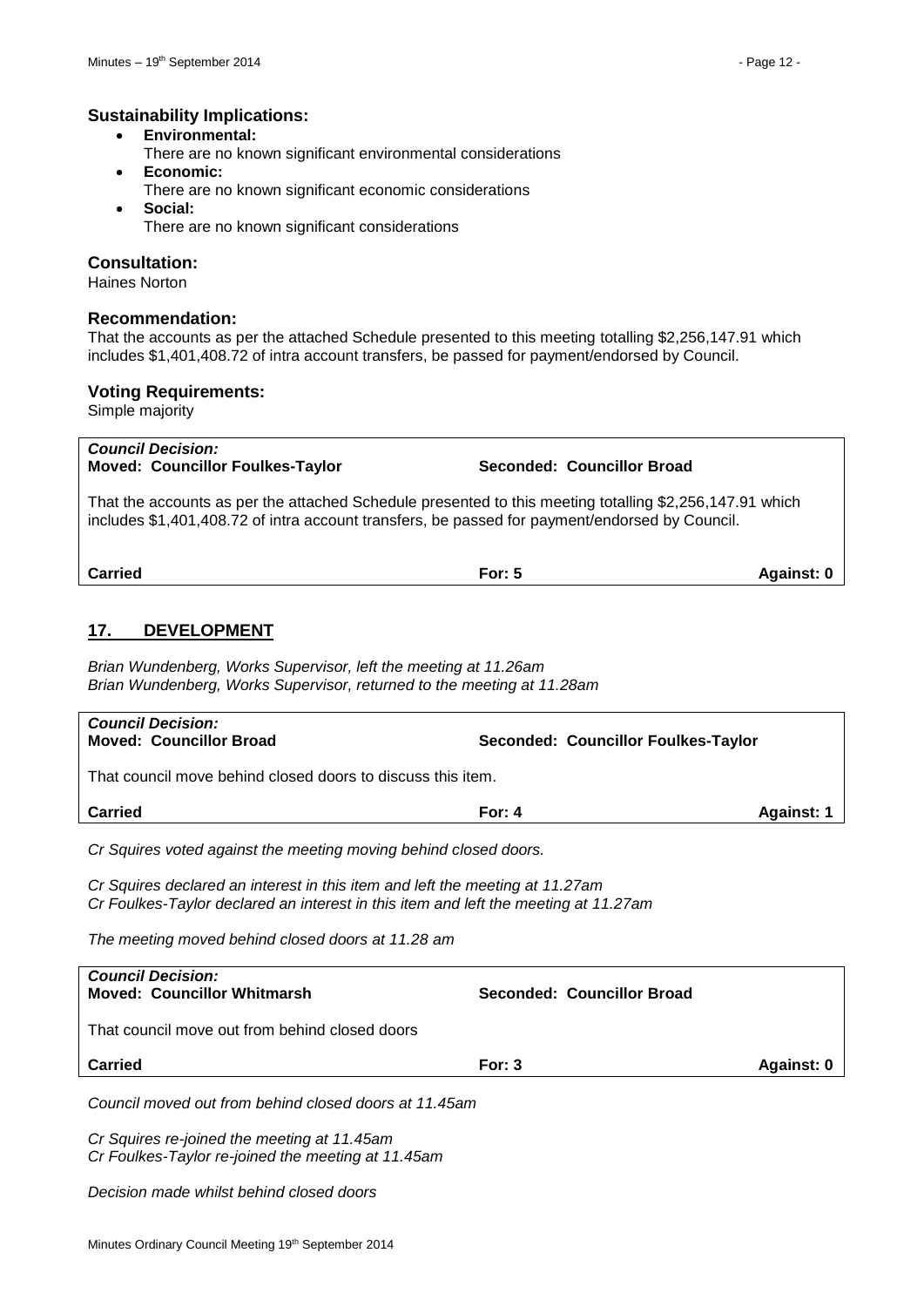### Sustainability Implications:

- **Environmental:**
  There are no known significant environmental considerations
- **Economic:**
  There are no known significant economic considerations
- **Social:**
  There are no known significant considerations

### Consultation:

Haines Norton

### Recommendation:

That the accounts as per the attached Schedule presented to this meeting totalling $2,256,147.91 which includes $1,401,408.72 of intra account transfers, be passed for payment/endorsed by Council.

### Voting Requirements:

Simple majority

| | | |
|---|---|---|
| ***Council Decision:*** **Moved: Councillor Foulkes-Taylor** | **Seconded: Councillor Broad** | |
| That the accounts as per the attached Schedule presented to this meeting totalling $2,256,147.91 which includes $1,401,408.72 of intra account transfers, be passed for payment/endorsed by Council. | | |
| **Carried** | **For: 5** | **Against: 0** |

## 17. DEVELOPMENT

*Brian Wundenberg, Works Supervisor, left the meeting at 11.26am*
*Brian Wundenberg, Works Supervisor, returned to the meeting at 11.28am*

| | | |
|---|---|---|
| ***Council Decision:*** **Moved: Councillor Broad** | **Seconded: Councillor Foulkes-Taylor** | |
| That council move behind closed doors to discuss this item. | | |
| **Carried** | **For: 4** | **Against: 1** |

*Cr Squires voted against the meeting moving behind closed doors.*

*Cr Squires declared an interest in this item and left the meeting at 11.27am*
*Cr Foulkes-Taylor declared an interest in this item and left the meeting at 11.27am*

*The meeting moved behind closed doors at 11.28 am*

| | | |
|---|---|---|
| ***Council Decision:*** **Moved: Councillor Whitmarsh** | **Seconded: Councillor Broad** | |
| That council move out from behind closed doors | | |
| **Carried** | **For: 3** | **Against: 0** |

*Council moved out from behind closed doors at 11.45am*

*Cr Squires re-joined the meeting at 11.45am*
*Cr Foulkes-Taylor re-joined the meeting at 11.45am*

*Decision made whilst behind closed doors*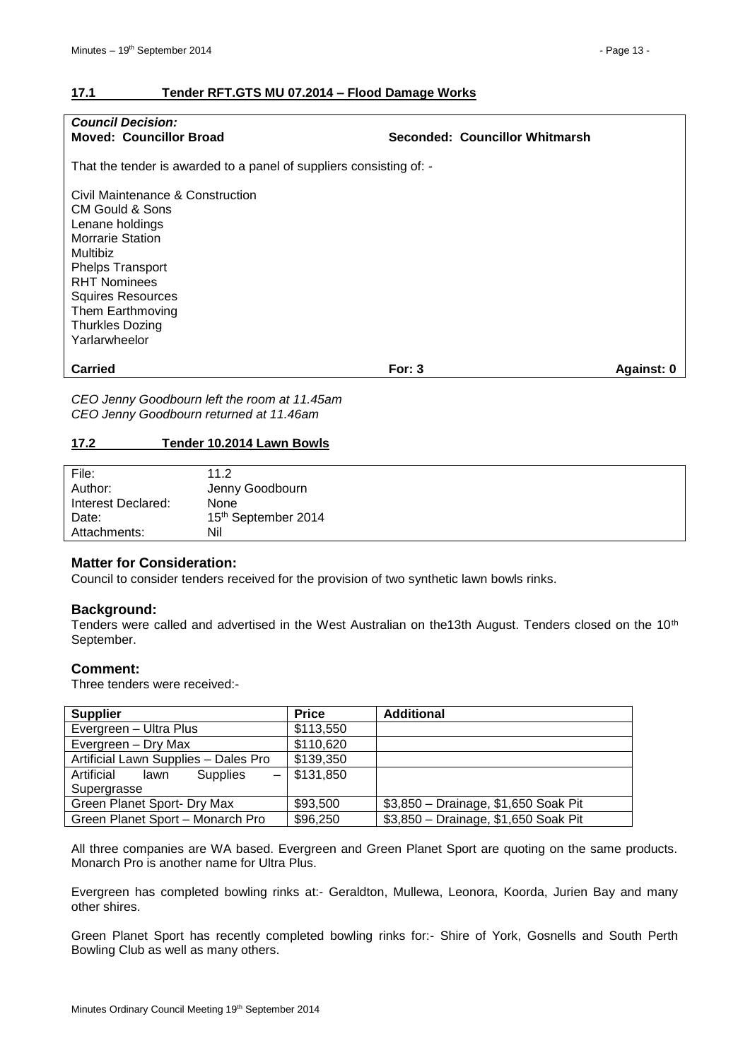## 17.1 Tender RFT.GTS MU 07.2014 – Flood Damage Works

***Council Decision:***
**Moved: Councillor Broad** **Seconded: Councillor Whitmarsh**

That the tender is awarded to a panel of suppliers consisting of: -

Civil Maintenance & Construction
CM Gould & Sons
Lenane holdings
Morrarie Station
Multibiz
Phelps Transport
RHT Nominees
Squires Resources
Them Earthmoving
Thurkles Dozing
Yarlarwheelor

**Carried** **For: 3** **Against: 0**

*CEO Jenny Goodbourn left the room at 11.45am*
*CEO Jenny Goodbourn returned at 11.46am*

## 17.2 Tender 10.2014 Lawn Bowls

| | |
|---|---|
| File: | 11.2 |
| Author: | Jenny Goodbourn |
| Interest Declared: | None |
| Date: | 15th September 2014 |
| Attachments: | Nil |

### Matter for Consideration:

Council to consider tenders received for the provision of two synthetic lawn bowls rinks.

### Background:

Tenders were called and advertised in the West Australian on the13th August. Tenders closed on the 10th September.

### Comment:

Three tenders were received:-

| Supplier | Price | Additional |
|---|---|---|
| Evergreen – Ultra Plus | $113,550 | |
| Evergreen – Dry Max | $110,620 | |
| Artificial Lawn Supplies – Dales Pro | $139,350 | |
| Artificial lawn Supplies – Supergrasse | $131,850 | |
| Green Planet Sport- Dry Max | $93,500 | $3,850 – Drainage, $1,650 Soak Pit |
| Green Planet Sport – Monarch Pro | $96,250 | $3,850 – Drainage, $1,650 Soak Pit |

All three companies are WA based. Evergreen and Green Planet Sport are quoting on the same products. Monarch Pro is another name for Ultra Plus.

Evergreen has completed bowling rinks at:- Geraldton, Mullewa, Leonora, Koorda, Jurien Bay and many other shires.

Green Planet Sport has recently completed bowling rinks for:- Shire of York, Gosnells and South Perth Bowling Club as well as many others.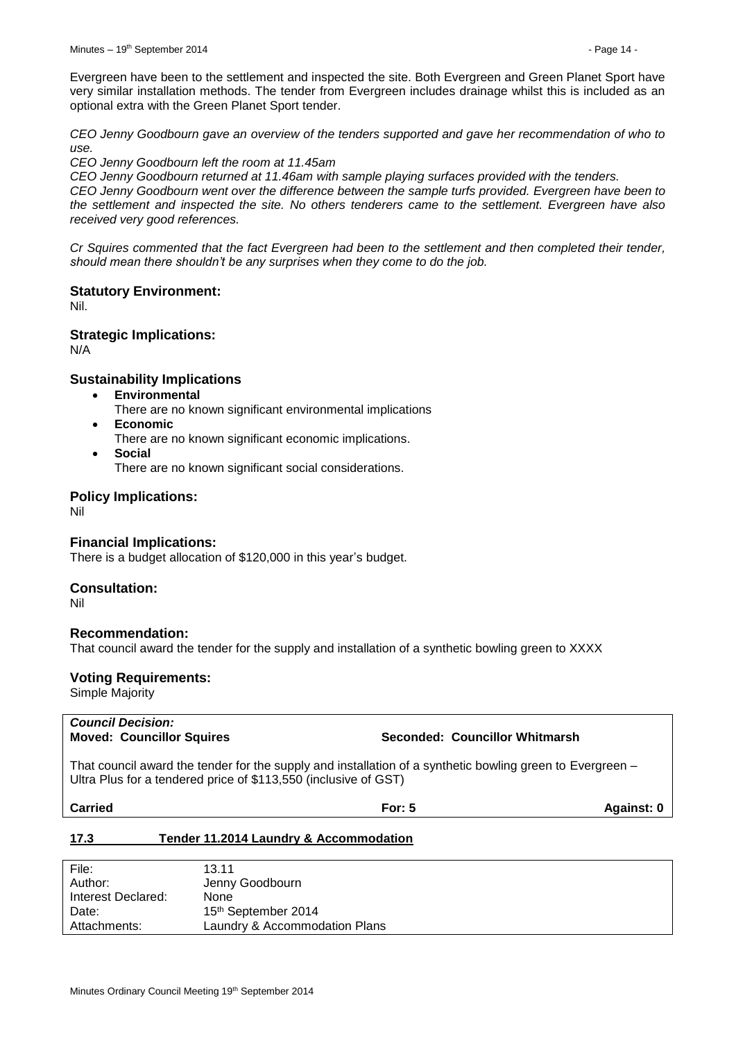Evergreen have been to the settlement and inspected the site. Both Evergreen and Green Planet Sport have very similar installation methods. The tender from Evergreen includes drainage whilst this is included as an optional extra with the Green Planet Sport tender.

*CEO Jenny Goodbourn gave an overview of the tenders supported and gave her recommendation of who to use.*

*CEO Jenny Goodbourn left the room at 11.45am*

*CEO Jenny Goodbourn returned at 11.46am with sample playing surfaces provided with the tenders.*

*CEO Jenny Goodbourn went over the difference between the sample turfs provided. Evergreen have been to the settlement and inspected the site. No others tenderers came to the settlement. Evergreen have also received very good references.*

*Cr Squires commented that the fact Evergreen had been to the settlement and then completed their tender, should mean there shouldn't be any surprises when they come to do the job.*

### Statutory Environment:

Nil.

### Strategic Implications:

N/A

### Sustainability Implications

- **Environmental**
  There are no known significant environmental implications
- **Economic**
  There are no known significant economic implications.
- **Social**
  There are no known significant social considerations.

### Policy Implications:

Nil

### Financial Implications:

There is a budget allocation of $120,000 in this year's budget.

### Consultation:

Nil

### Recommendation:

That council award the tender for the supply and installation of a synthetic bowling green to XXXX

### Voting Requirements:

Simple Majority

***Council Decision:***

**Moved: Councillor Squires** **Seconded: Councillor Whitmarsh**

That council award the tender for the supply and installation of a synthetic bowling green to Evergreen – Ultra Plus for a tendered price of $113,550 (inclusive of GST)

**Carried** **For: 5** **Against: 0**

## 17.3 Tender 11.2014 Laundry & Accommodation

| | |
|---|---|
| File: | 13.11 |
| Author: | Jenny Goodbourn |
| Interest Declared: | None |
| Date: | 15th September 2014 |
| Attachments: | Laundry & Accommodation Plans |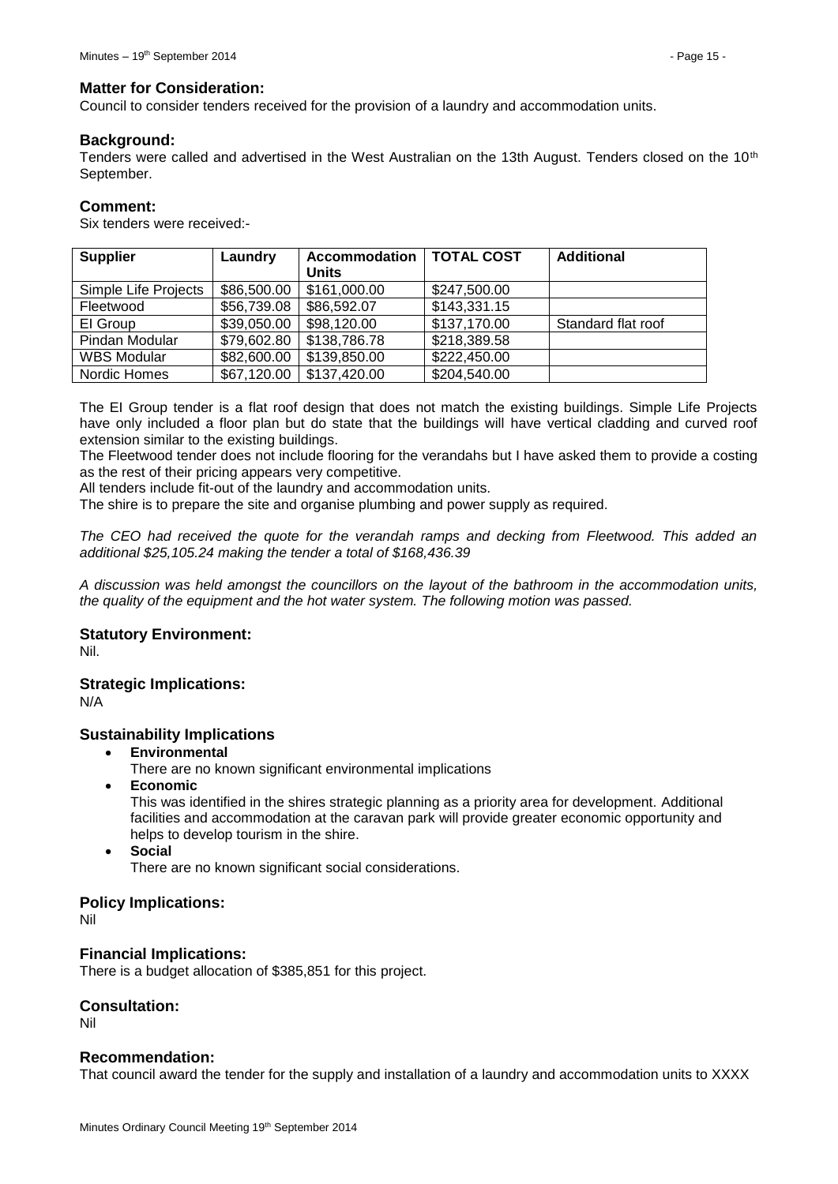### Matter for Consideration:

Council to consider tenders received for the provision of a laundry and accommodation units.

### Background:

Tenders were called and advertised in the West Australian on the 13th August. Tenders closed on the 10th September.

### Comment:

Six tenders were received:-

| Supplier | Laundry | Accommodation Units | TOTAL COST | Additional |
|---|---|---|---|---|
| Simple Life Projects | $86,500.00 | $161,000.00 | $247,500.00 | |
| Fleetwood | $56,739.08 | $86,592.07 | $143,331.15 | |
| EI Group | $39,050.00 | $98,120.00 | $137,170.00 | Standard flat roof |
| Pindan Modular | $79,602.80 | $138,786.78 | $218,389.58 | |
| WBS Modular | $82,600.00 | $139,850.00 | $222,450.00 | |
| Nordic Homes | $67,120.00 | $137,420.00 | $204,540.00 | |

The EI Group tender is a flat roof design that does not match the existing buildings. Simple Life Projects have only included a floor plan but do state that the buildings will have vertical cladding and curved roof extension similar to the existing buildings.

The Fleetwood tender does not include flooring for the verandahs but I have asked them to provide a costing as the rest of their pricing appears very competitive.

All tenders include fit-out of the laundry and accommodation units.

The shire is to prepare the site and organise plumbing and power supply as required.

*The CEO had received the quote for the verandah ramps and decking from Fleetwood. This added an additional $25,105.24 making the tender a total of $168,436.39*

*A discussion was held amongst the councillors on the layout of the bathroom in the accommodation units, the quality of the equipment and the hot water system. The following motion was passed.*

### Statutory Environment:

Nil.

### Strategic Implications:

N/A

### Sustainability Implications

- **Environmental**
  There are no known significant environmental implications
- **Economic**
  This was identified in the shires strategic planning as a priority area for development. Additional facilities and accommodation at the caravan park will provide greater economic opportunity and helps to develop tourism in the shire.
- **Social**
  There are no known significant social considerations.

### Policy Implications:

Nil

### Financial Implications:

There is a budget allocation of $385,851 for this project.

### Consultation:

Nil

### Recommendation:

That council award the tender for the supply and installation of a laundry and accommodation units to XXXX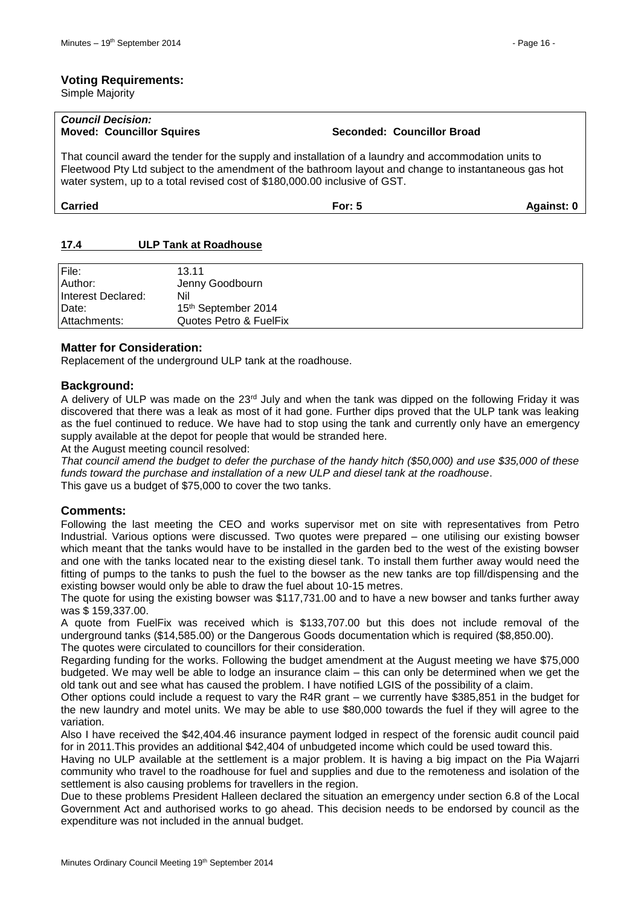### Voting Requirements:

Simple Majority

| | | |
|---|---|---|
| ***Council Decision:*** **Moved: Councillor Squires** | **Seconded: Councillor Broad** | |
| That council award the tender for the supply and installation of a laundry and accommodation units to Fleetwood Pty Ltd subject to the amendment of the bathroom layout and change to instantaneous gas hot water system, up to a total revised cost of $180,000.00 inclusive of GST. | | |
| **Carried** | **For: 5** | **Against: 0** |

## 17.4 ULP Tank at Roadhouse

| | |
|---|---|
| File: | 13.11 |
| Author: | Jenny Goodbourn |
| Interest Declared: | Nil |
| Date: | 15th September 2014 |
| Attachments: | Quotes Petro & FuelFix |

### Matter for Consideration:

Replacement of the underground ULP tank at the roadhouse.

### Background:

A delivery of ULP was made on the 23rd July and when the tank was dipped on the following Friday it was discovered that there was a leak as most of it had gone. Further dips proved that the ULP tank was leaking as the fuel continued to reduce. We have had to stop using the tank and currently only have an emergency supply available at the depot for people that would be stranded here.

At the August meeting council resolved:

*That council amend the budget to defer the purchase of the handy hitch ($50,000) and use $35,000 of these funds toward the purchase and installation of a new ULP and diesel tank at the roadhouse*.

This gave us a budget of $75,000 to cover the two tanks.

### Comments:

Following the last meeting the CEO and works supervisor met on site with representatives from Petro Industrial. Various options were discussed. Two quotes were prepared – one utilising our existing bowser which meant that the tanks would have to be installed in the garden bed to the west of the existing bowser and one with the tanks located near to the existing diesel tank. To install them further away would need the fitting of pumps to the tanks to push the fuel to the bowser as the new tanks are top fill/dispensing and the existing bowser would only be able to draw the fuel about 10-15 metres.

The quote for using the existing bowser was $117,731.00 and to have a new bowser and tanks further away was $ 159,337.00.

A quote from FuelFix was received which is $133,707.00 but this does not include removal of the underground tanks ($14,585.00) or the Dangerous Goods documentation which is required ($8,850.00).

The quotes were circulated to councillors for their consideration.

Regarding funding for the works. Following the budget amendment at the August meeting we have $75,000 budgeted. We may well be able to lodge an insurance claim – this can only be determined when we get the old tank out and see what has caused the problem. I have notified LGIS of the possibility of a claim.

Other options could include a request to vary the R4R grant – we currently have $385,851 in the budget for the new laundry and motel units. We may be able to use $80,000 towards the fuel if they will agree to the variation.

Also I have received the $42,404.46 insurance payment lodged in respect of the forensic audit council paid for in 2011.This provides an additional $42,404 of unbudgeted income which could be used toward this.

Having no ULP available at the settlement is a major problem. It is having a big impact on the Pia Wajarri community who travel to the roadhouse for fuel and supplies and due to the remoteness and isolation of the settlement is also causing problems for travellers in the region.

Due to these problems President Halleen declared the situation an emergency under section 6.8 of the Local Government Act and authorised works to go ahead. This decision needs to be endorsed by council as the expenditure was not included in the annual budget.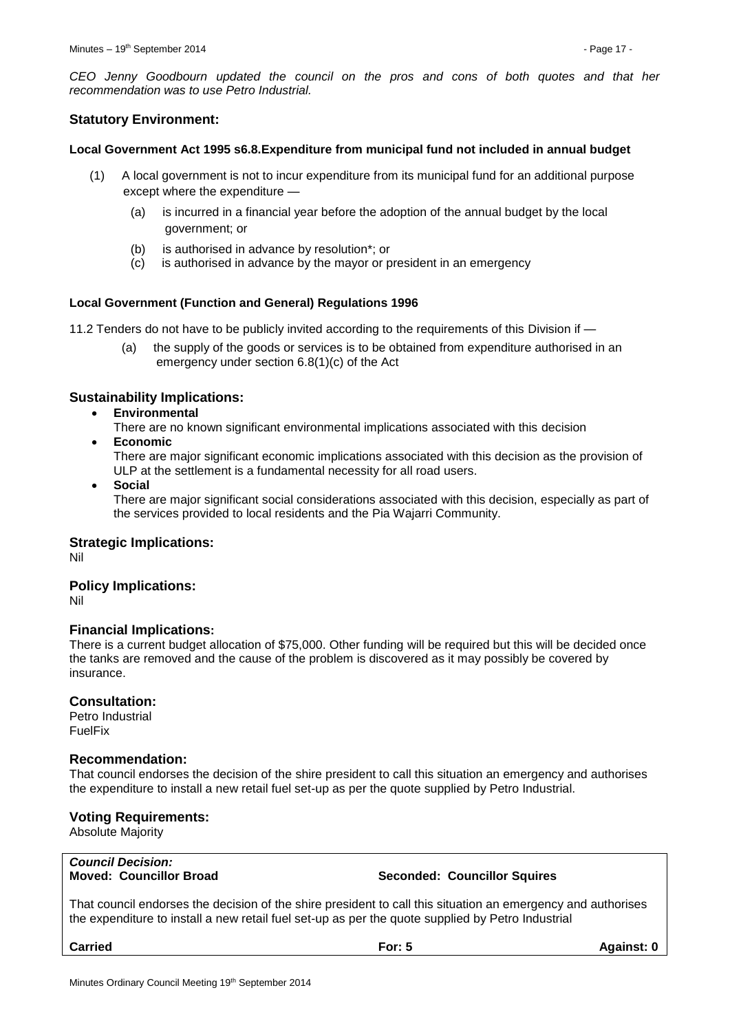*CEO Jenny Goodbourn updated the council on the pros and cons of both quotes and that her recommendation was to use Petro Industrial.*

## Statutory Environment:

**Local Government Act 1995 s6.8.Expenditure from municipal fund not included in annual budget**

(1) A local government is not to incur expenditure from its municipal fund for an additional purpose except where the expenditure —

(a) is incurred in a financial year before the adoption of the annual budget by the local government; or

(b) is authorised in advance by resolution*; or

(c) is authorised in advance by the mayor or president in an emergency

**Local Government (Function and General) Regulations 1996**

11.2 Tenders do not have to be publicly invited according to the requirements of this Division if —

(a) the supply of the goods or services is to be obtained from expenditure authorised in an emergency under section 6.8(1)(c) of the Act

## Sustainability Implications:

- **Environmental**
  There are no known significant environmental implications associated with this decision
- **Economic**
  There are major significant economic implications associated with this decision as the provision of ULP at the settlement is a fundamental necessity for all road users.
- **Social**
  There are major significant social considerations associated with this decision, especially as part of the services provided to local residents and the Pia Wajarri Community.

## Strategic Implications:

Nil

## Policy Implications:

Nil

## Financial Implications:

There is a current budget allocation of $75,000. Other funding will be required but this will be decided once the tanks are removed and the cause of the problem is discovered as it may possibly be covered by insurance.

## Consultation:

Petro Industrial
FuelFix

## Recommendation:

That council endorses the decision of the shire president to call this situation an emergency and authorises the expenditure to install a new retail fuel set-up as per the quote supplied by Petro Industrial.

## Voting Requirements:

Absolute Majority

***Council Decision:***
**Moved: Councillor Broad** **Seconded: Councillor Squires**

That council endorses the decision of the shire president to call this situation an emergency and authorises the expenditure to install a new retail fuel set-up as per the quote supplied by Petro Industrial

**Carried** **For: 5** **Against: 0**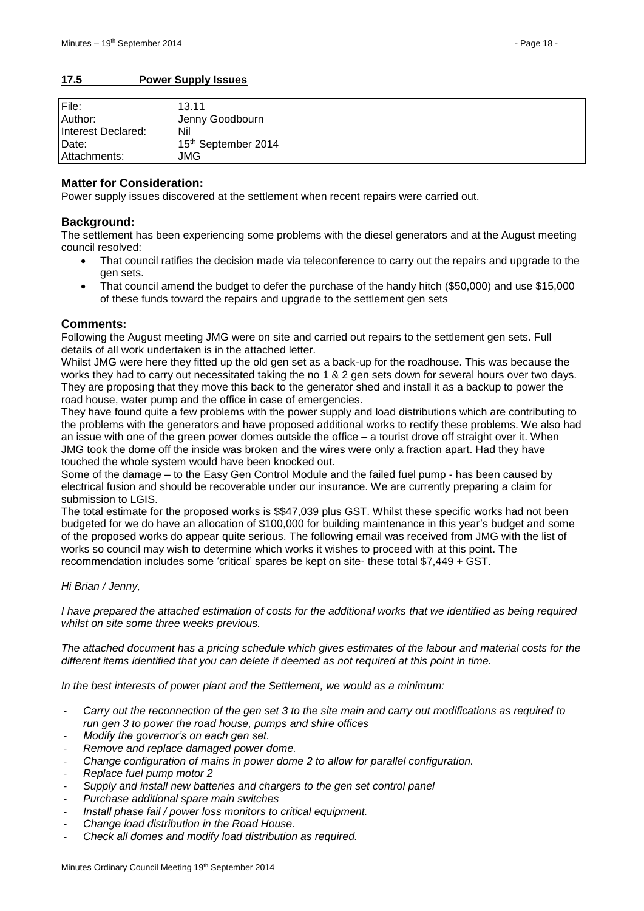## 17.5 Power Supply Issues

| | |
|---|---|
| File: | 13.11 |
| Author: | Jenny Goodbourn |
| Interest Declared: | Nil |
| Date: | 15th September 2014 |
| Attachments: | JMG |

### Matter for Consideration:

Power supply issues discovered at the settlement when recent repairs were carried out.

### Background:

The settlement has been experiencing some problems with the diesel generators and at the August meeting council resolved:

- That council ratifies the decision made via teleconference to carry out the repairs and upgrade to the gen sets.
- That council amend the budget to defer the purchase of the handy hitch ($50,000) and use $15,000 of these funds toward the repairs and upgrade to the settlement gen sets

### Comments:

Following the August meeting JMG were on site and carried out repairs to the settlement gen sets. Full details of all work undertaken is in the attached letter.

Whilst JMG were here they fitted up the old gen set as a back-up for the roadhouse. This was because the works they had to carry out necessitated taking the no 1 & 2 gen sets down for several hours over two days. They are proposing that they move this back to the generator shed and install it as a backup to power the road house, water pump and the office in case of emergencies.

They have found quite a few problems with the power supply and load distributions which are contributing to the problems with the generators and have proposed additional works to rectify these problems. We also had an issue with one of the green power domes outside the office – a tourist drove off straight over it. When JMG took the dome off the inside was broken and the wires were only a fraction apart. Had they have touched the whole system would have been knocked out.

Some of the damage – to the Easy Gen Control Module and the failed fuel pump - has been caused by electrical fusion and should be recoverable under our insurance. We are currently preparing a claim for submission to LGIS.

The total estimate for the proposed works is $$47,039 plus GST. Whilst these specific works had not been budgeted for we do have an allocation of $100,000 for building maintenance in this year's budget and some of the proposed works do appear quite serious. The following email was received from JMG with the list of works so council may wish to determine which works it wishes to proceed with at this point. The recommendation includes some 'critical' spares be kept on site- these total $7,449 + GST.

*Hi Brian / Jenny,*

*I have prepared the attached estimation of costs for the additional works that we identified as being required whilst on site some three weeks previous.*

*The attached document has a pricing schedule which gives estimates of the labour and material costs for the different items identified that you can delete if deemed as not required at this point in time.*

*In the best interests of power plant and the Settlement, we would as a minimum:*

- *Carry out the reconnection of the gen set 3 to the site main and carry out modifications as required to run gen 3 to power the road house, pumps and shire offices*
- *Modify the governor's on each gen set.*
- *Remove and replace damaged power dome.*
- *Change configuration of mains in power dome 2 to allow for parallel configuration.*
- *Replace fuel pump motor 2*
- *Supply and install new batteries and chargers to the gen set control panel*
- *Purchase additional spare main switches*
- *Install phase fail / power loss monitors to critical equipment.*
- *Change load distribution in the Road House.*
- *Check all domes and modify load distribution as required.*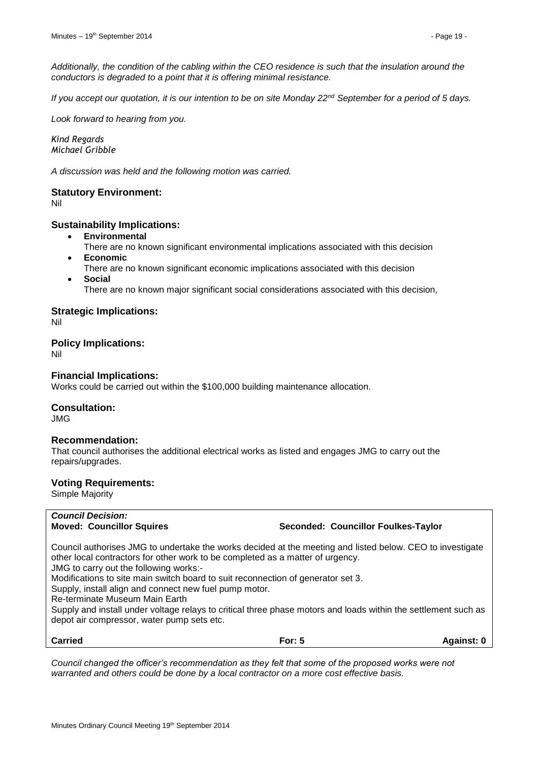*Additionally, the condition of the cabling within the CEO residence is such that the insulation around the conductors is degraded to a point that it is offering minimal resistance.*

*If you accept our quotation, it is our intention to be on site Monday 22nd September for a period of 5 days.*

*Look forward to hearing from you.*

*Kind Regards*
*Michael Gribble*

*A discussion was held and the following motion was carried.*

### Statutory Environment:

Nil

### Sustainability Implications:

- **Environmental**
  There are no known significant environmental implications associated with this decision
- **Economic**
  There are no known significant economic implications associated with this decision
- **Social**
  There are no known major significant social considerations associated with this decision,

### Strategic Implications:

Nil

### Policy Implications:

Nil

### Financial Implications:

Works could be carried out within the $100,000 building maintenance allocation.

### Consultation:

JMG

### Recommendation:

That council authorises the additional electrical works as listed and engages JMG to carry out the repairs/upgrades.

### Voting Requirements:

Simple Majority

***Council Decision:***

**Moved: Councillor Squires** **Seconded: Councillor Foulkes-Taylor**

Council authorises JMG to undertake the works decided at the meeting and listed below. CEO to investigate other local contractors for other work to be completed as a matter of urgency.
JMG to carry out the following works:-
Modifications to site main switch board to suit reconnection of generator set 3.
Supply, install align and connect new fuel pump motor.
Re-terminate Museum Main Earth
Supply and install under voltage relays to critical three phase motors and loads within the settlement such as depot air compressor, water pump sets etc.

**Carried** **For: 5** **Against: 0**

*Council changed the officer's recommendation as they felt that some of the proposed works were not warranted and others could be done by a local contractor on a more cost effective basis.*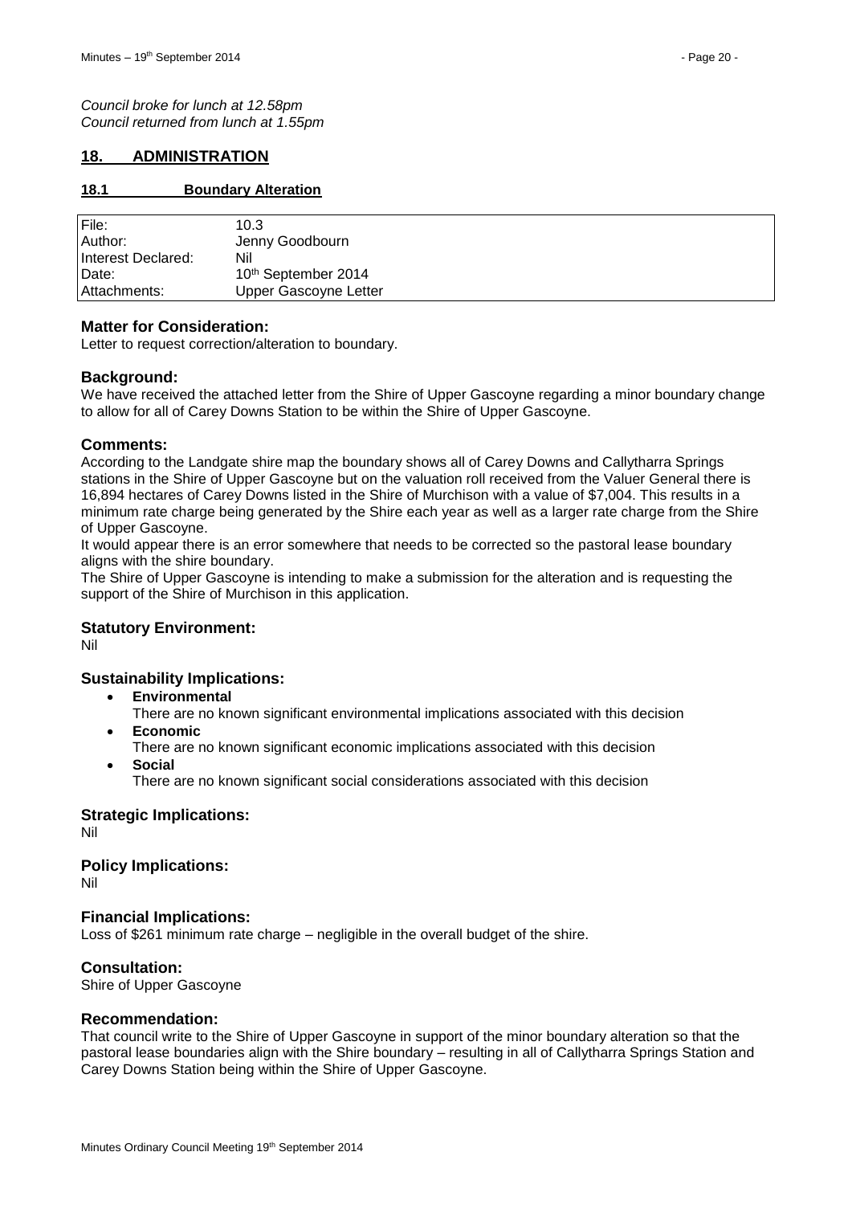*Council broke for lunch at 12.58pm*
*Council returned from lunch at 1.55pm*

## 18. ADMINISTRATION

### 18.1 Boundary Alteration

| | |
|---|---|
| File: | 10.3 |
| Author: | Jenny Goodbourn |
| Interest Declared: | Nil |
| Date: | 10th September 2014 |
| Attachments: | Upper Gascoyne Letter |

**Matter for Consideration:**

Letter to request correction/alteration to boundary.

**Background:**

We have received the attached letter from the Shire of Upper Gascoyne regarding a minor boundary change to allow for all of Carey Downs Station to be within the Shire of Upper Gascoyne.

**Comments:**

According to the Landgate shire map the boundary shows all of Carey Downs and Callytharra Springs stations in the Shire of Upper Gascoyne but on the valuation roll received from the Valuer General there is 16,894 hectares of Carey Downs listed in the Shire of Murchison with a value of $7,004. This results in a minimum rate charge being generated by the Shire each year as well as a larger rate charge from the Shire of Upper Gascoyne.

It would appear there is an error somewhere that needs to be corrected so the pastoral lease boundary aligns with the shire boundary.

The Shire of Upper Gascoyne is intending to make a submission for the alteration and is requesting the support of the Shire of Murchison in this application.

**Statutory Environment:**

Nil

**Sustainability Implications:**

- **Environmental**
  There are no known significant environmental implications associated with this decision
- **Economic**
  There are no known significant economic implications associated with this decision
- **Social**
  There are no known significant social considerations associated with this decision

**Strategic Implications:**

Nil

**Policy Implications:**

Nil

**Financial Implications:**

Loss of $261 minimum rate charge – negligible in the overall budget of the shire.

**Consultation:**

Shire of Upper Gascoyne

**Recommendation:**

That council write to the Shire of Upper Gascoyne in support of the minor boundary alteration so that the pastoral lease boundaries align with the Shire boundary – resulting in all of Callytharra Springs Station and Carey Downs Station being within the Shire of Upper Gascoyne.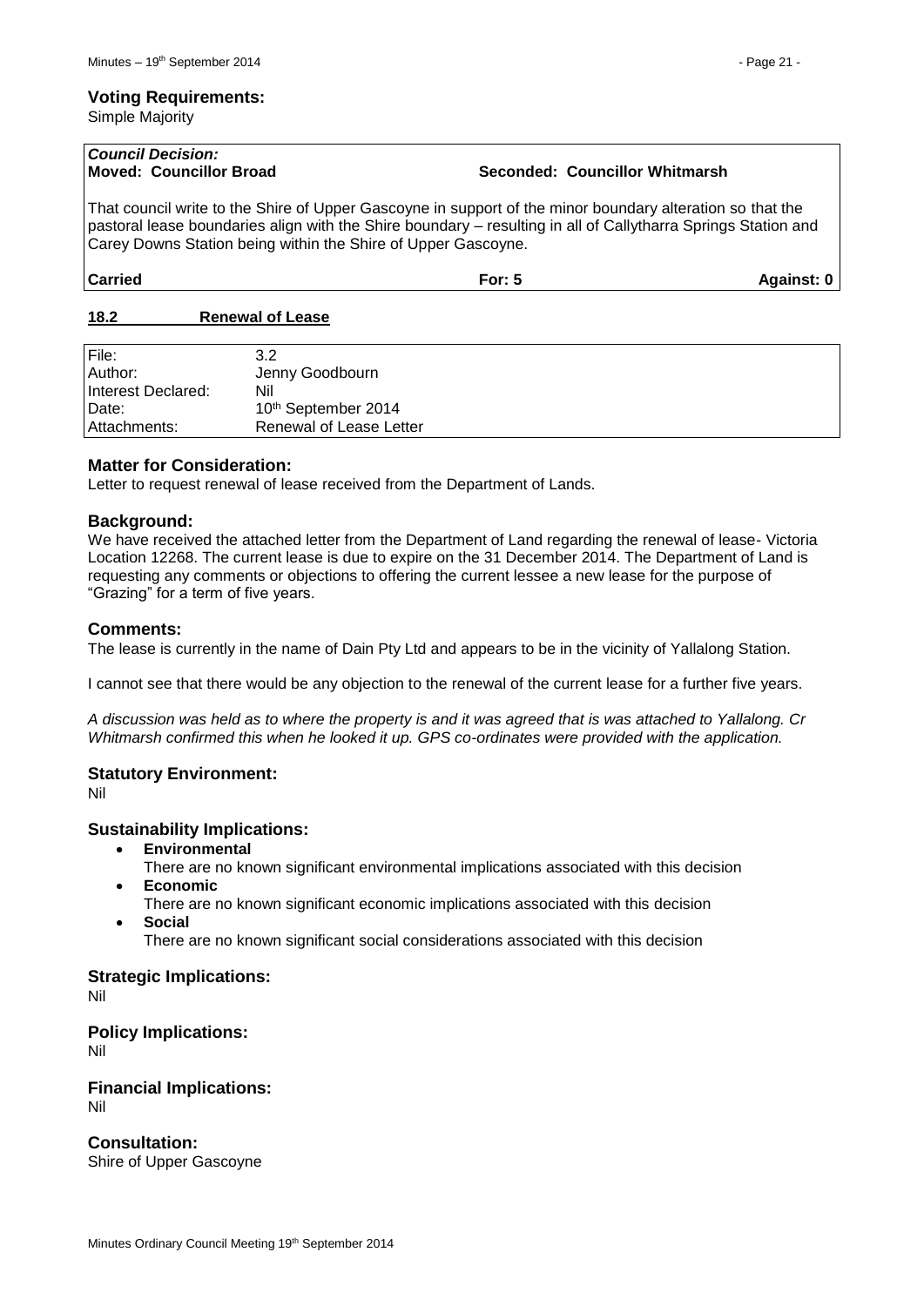### Voting Requirements:

Simple Majority

| ***Council Decision:*** | | |
|---|---|---|
| **Moved: Councillor Broad** | **Seconded: Councillor Whitmarsh** | |
| That council write to the Shire of Upper Gascoyne in support of the minor boundary alteration so that the pastoral lease boundaries align with the Shire boundary – resulting in all of Callytharra Springs Station and Carey Downs Station being within the Shire of Upper Gascoyne. | | |
| **Carried** | **For: 5** | **Against: 0** |

## 18.2 Renewal of Lease

| | |
|---|---|
| File: | 3.2 |
| Author: | Jenny Goodbourn |
| Interest Declared: | Nil |
| Date: | 10th September 2014 |
| Attachments: | Renewal of Lease Letter |

### Matter for Consideration:

Letter to request renewal of lease received from the Department of Lands.

### Background:

We have received the attached letter from the Department of Land regarding the renewal of lease- Victoria Location 12268. The current lease is due to expire on the 31 December 2014. The Department of Land is requesting any comments or objections to offering the current lessee a new lease for the purpose of "Grazing" for a term of five years.

### Comments:

The lease is currently in the name of Dain Pty Ltd and appears to be in the vicinity of Yallalong Station.

I cannot see that there would be any objection to the renewal of the current lease for a further five years.

*A discussion was held as to where the property is and it was agreed that is was attached to Yallalong. Cr Whitmarsh confirmed this when he looked it up. GPS co-ordinates were provided with the application.*

### Statutory Environment:

Nil

### Sustainability Implications:

- **Environmental**
  There are no known significant environmental implications associated with this decision
- **Economic**
  There are no known significant economic implications associated with this decision
- **Social**
  There are no known significant social considerations associated with this decision

### Strategic Implications:

Nil

### Policy Implications:

Nil

### Financial Implications:

Nil

### Consultation:

Shire of Upper Gascoyne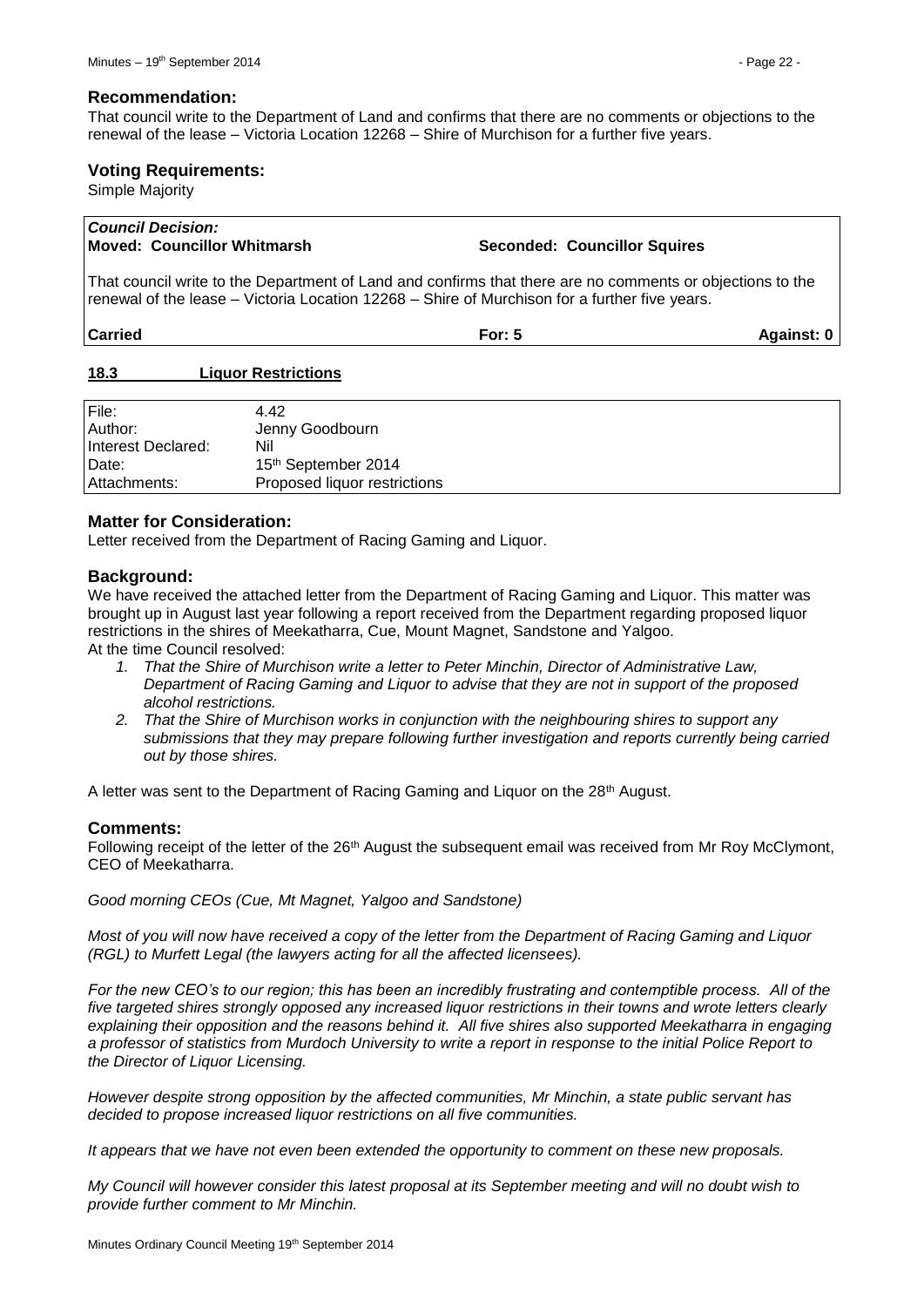### Recommendation:

That council write to the Department of Land and confirms that there are no comments or objections to the renewal of the lease – Victoria Location 12268 – Shire of Murchison for a further five years.

### Voting Requirements:

Simple Majority

| | | |
|---|---|---|
| ***Council Decision:*** **Moved: Councillor Whitmarsh** | **Seconded: Councillor Squires** | |
| That council write to the Department of Land and confirms that there are no comments or objections to the renewal of the lease – Victoria Location 12268 – Shire of Murchison for a further five years. | | |
| **Carried** | **For: 5** | **Against: 0** |

## 18.3 Liquor Restrictions

| | |
|---|---|
| File: | 4.42 |
| Author: | Jenny Goodbourn |
| Interest Declared: | Nil |
| Date: | 15th September 2014 |
| Attachments: | Proposed liquor restrictions |

### Matter for Consideration:

Letter received from the Department of Racing Gaming and Liquor.

### Background:

We have received the attached letter from the Department of Racing Gaming and Liquor. This matter was brought up in August last year following a report received from the Department regarding proposed liquor restrictions in the shires of Meekatharra, Cue, Mount Magnet, Sandstone and Yalgoo.
At the time Council resolved:

1. *That the Shire of Murchison write a letter to Peter Minchin, Director of Administrative Law, Department of Racing Gaming and Liquor to advise that they are not in support of the proposed alcohol restrictions.*
2. *That the Shire of Murchison works in conjunction with the neighbouring shires to support any submissions that they may prepare following further investigation and reports currently being carried out by those shires.*

A letter was sent to the Department of Racing Gaming and Liquor on the 28th August.

### Comments:

Following receipt of the letter of the 26th August the subsequent email was received from Mr Roy McClymont, CEO of Meekatharra.

*Good morning CEOs (Cue, Mt Magnet, Yalgoo and Sandstone)*

*Most of you will now have received a copy of the letter from the Department of Racing Gaming and Liquor (RGL) to Murfett Legal (the lawyers acting for all the affected licensees).*

*For the new CEO's to our region; this has been an incredibly frustrating and contemptible process. All of the five targeted shires strongly opposed any increased liquor restrictions in their towns and wrote letters clearly explaining their opposition and the reasons behind it. All five shires also supported Meekatharra in engaging a professor of statistics from Murdoch University to write a report in response to the initial Police Report to the Director of Liquor Licensing.*

*However despite strong opposition by the affected communities, Mr Minchin, a state public servant has decided to propose increased liquor restrictions on all five communities.*

*It appears that we have not even been extended the opportunity to comment on these new proposals.*

*My Council will however consider this latest proposal at its September meeting and will no doubt wish to provide further comment to Mr Minchin.*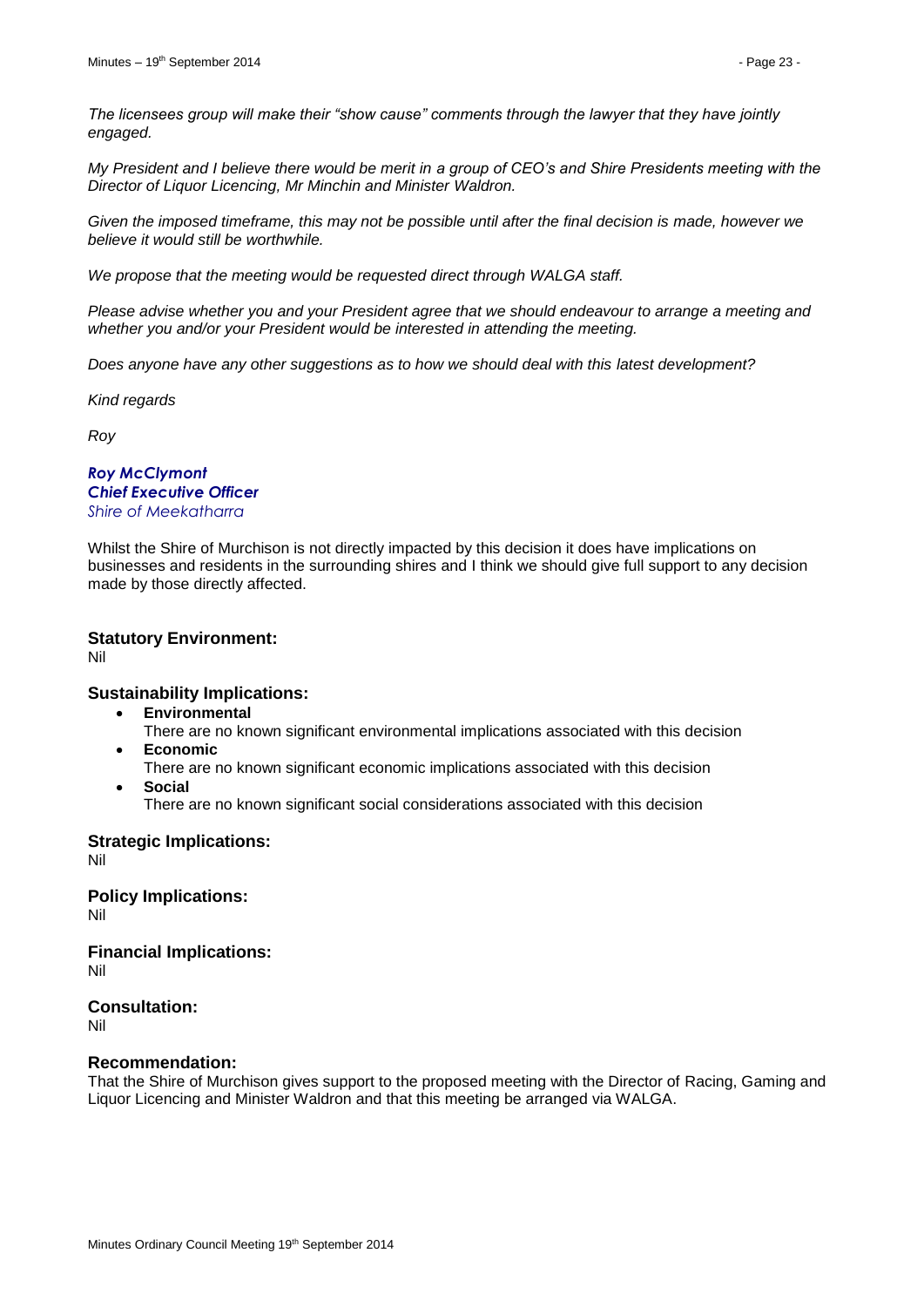*The licensees group will make their "show cause" comments through the lawyer that they have jointly engaged.*

*My President and I believe there would be merit in a group of CEO's and Shire Presidents meeting with the Director of Liquor Licencing, Mr Minchin and Minister Waldron.*

*Given the imposed timeframe, this may not be possible until after the final decision is made, however we believe it would still be worthwhile.*

*We propose that the meeting would be requested direct through WALGA staff.*

*Please advise whether you and your President agree that we should endeavour to arrange a meeting and whether you and/or your President would be interested in attending the meeting.*

*Does anyone have any other suggestions as to how we should deal with this latest development?*

*Kind regards*

*Roy*

***Roy McClymont***
***Chief Executive Officer***
*Shire of Meekatharra*

Whilst the Shire of Murchison is not directly impacted by this decision it does have implications on businesses and residents in the surrounding shires and I think we should give full support to any decision made by those directly affected.

### Statutory Environment:
Nil

### Sustainability Implications:
- **Environmental**
  There are no known significant environmental implications associated with this decision
- **Economic**
  There are no known significant economic implications associated with this decision
- **Social**
  There are no known significant social considerations associated with this decision

### Strategic Implications:
Nil

### Policy Implications:
Nil

### Financial Implications:
Nil

### Consultation:
Nil

### Recommendation:
That the Shire of Murchison gives support to the proposed meeting with the Director of Racing, Gaming and Liquor Licencing and Minister Waldron and that this meeting be arranged via WALGA.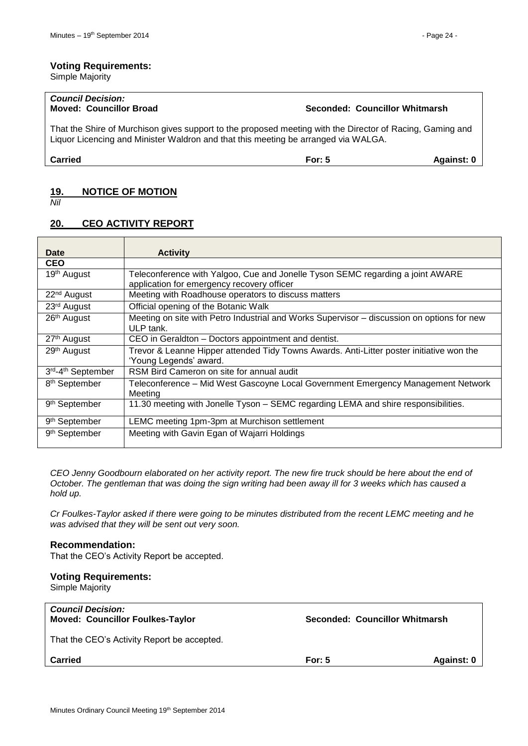**Voting Requirements:**
Simple Majority

| | | |
|---|---|---|
| ***Council Decision:*** **Moved: Councillor Broad** | | **Seconded: Councillor Whitmarsh** |
| That the Shire of Murchison gives support to the proposed meeting with the Director of Racing, Gaming and Liquor Licencing and Minister Waldron and that this meeting be arranged via WALGA. | | |
| **Carried** | **For: 5** | **Against: 0** |

## 19. NOTICE OF MOTION

*Nil*

## 20. CEO ACTIVITY REPORT

| Date | Activity |
|---|---|
| **CEO** | |
| 19th August | Teleconference with Yalgoo, Cue and Jonelle Tyson SEMC regarding a joint AWARE application for emergency recovery officer |
| 22nd August | Meeting with Roadhouse operators to discuss matters |
| 23rd August | Official opening of the Botanic Walk |
| 26th August | Meeting on site with Petro Industrial and Works Supervisor – discussion on options for new ULP tank. |
| 27th August | CEO in Geraldton – Doctors appointment and dentist. |
| 29th August | Trevor & Leanne Hipper attended Tidy Towns Awards. Anti-Litter poster initiative won the 'Young Legends' award. |
| 3rd-4th September | RSM Bird Cameron on site for annual audit |
| 8th September | Teleconference – Mid West Gascoyne Local Government Emergency Management Network Meeting |
| 9th September | 11.30 meeting with Jonelle Tyson – SEMC regarding LEMA and shire responsibilities. |
| 9th September | LEMC meeting 1pm-3pm at Murchison settlement |
| 9th September | Meeting with Gavin Egan of Wajarri Holdings |

*CEO Jenny Goodbourn elaborated on her activity report. The new fire truck should be here about the end of October. The gentleman that was doing the sign writing had been away ill for 3 weeks which has caused a hold up.*

*Cr Foulkes-Taylor asked if there were going to be minutes distributed from the recent LEMC meeting and he was advised that they will be sent out very soon.*

**Recommendation:**
That the CEO's Activity Report be accepted.

**Voting Requirements:**
Simple Majority

| | | |
|---|---|---|
| ***Council Decision:*** **Moved: Councillor Foulkes-Taylor** | | **Seconded: Councillor Whitmarsh** |
| That the CEO's Activity Report be accepted. | | |
| **Carried** | **For: 5** | **Against: 0** |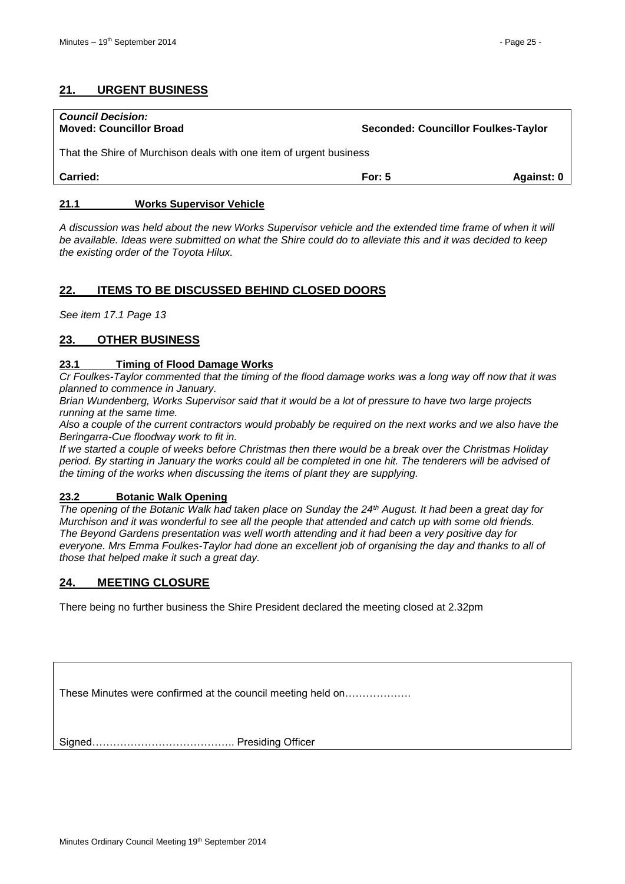## 21. URGENT BUSINESS

***Council Decision:***
**Moved: Councillor Broad** **Seconded: Councillor Foulkes-Taylor**

That the Shire of Murchison deals with one item of urgent business

**Carried:** **For: 5** **Against: 0**

### 21.1 Works Supervisor Vehicle

*A discussion was held about the new Works Supervisor vehicle and the extended time frame of when it will be available. Ideas were submitted on what the Shire could do to alleviate this and it was decided to keep the existing order of the Toyota Hilux.*

## 22. ITEMS TO BE DISCUSSED BEHIND CLOSED DOORS

*See item 17.1 Page 13*

## 23. OTHER BUSINESS

### 23.1 Timing of Flood Damage Works

*Cr Foulkes-Taylor commented that the timing of the flood damage works was a long way off now that it was planned to commence in January.*

*Brian Wundenberg, Works Supervisor said that it would be a lot of pressure to have two large projects running at the same time.*

*Also a couple of the current contractors would probably be required on the next works and we also have the Beringarra-Cue floodway work to fit in.*

*If we started a couple of weeks before Christmas then there would be a break over the Christmas Holiday period. By starting in January the works could all be completed in one hit. The tenderers will be advised of the timing of the works when discussing the items of plant they are supplying.*

### 23.2 Botanic Walk Opening

*The opening of the Botanic Walk had taken place on Sunday the 24th August. It had been a great day for Murchison and it was wonderful to see all the people that attended and catch up with some old friends. The Beyond Gardens presentation was well worth attending and it had been a very positive day for everyone. Mrs Emma Foulkes-Taylor had done an excellent job of organising the day and thanks to all of those that helped make it such a great day.*

## 24. MEETING CLOSURE

There being no further business the Shire President declared the meeting closed at 2.32pm

These Minutes were confirmed at the council meeting held on……………….

Signed………………………………….. Presiding Officer